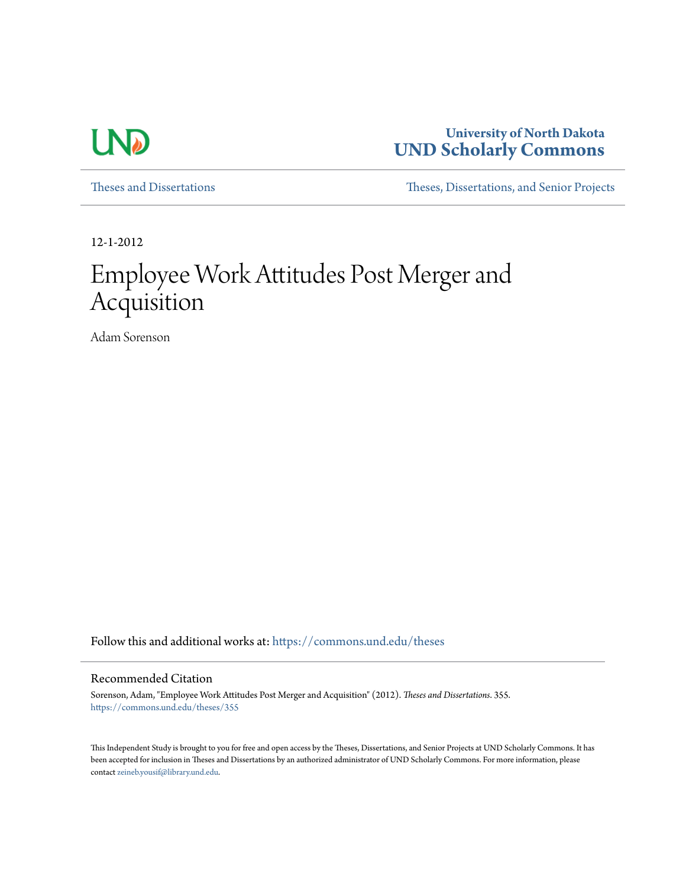University of North Dakota
**UND Scholarly Commons**

Theses and Dissertations | Theses, Dissertations, and Senior Projects

12-1-2012

# Employee Work Attitudes Post Merger and Acquisition

Adam Sorenson

Follow this and additional works at: https://commons.und.edu/theses

## Recommended Citation

Sorenson, Adam, "Employee Work Attitudes Post Merger and Acquisition" (2012). *Theses and Dissertations*. 355.
https://commons.und.edu/theses/355

This Independent Study is brought to you for free and open access by the Theses, Dissertations, and Senior Projects at UND Scholarly Commons. It has been accepted for inclusion in Theses and Dissertations by an authorized administrator of UND Scholarly Commons. For more information, please contact zeineb.yousif@library.und.edu.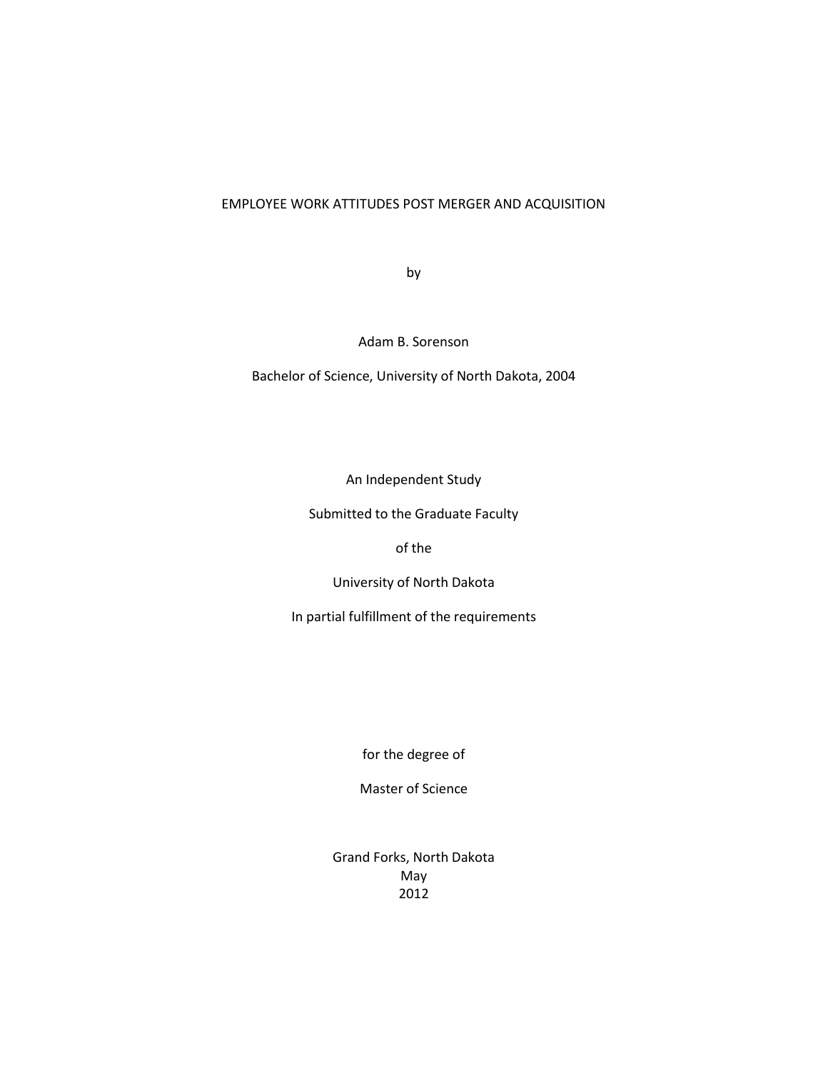# EMPLOYEE WORK ATTITUDES POST MERGER AND ACQUISITION

by

Adam B. Sorenson

Bachelor of Science, University of North Dakota, 2004

An Independent Study

Submitted to the Graduate Faculty

of the

University of North Dakota

In partial fulfillment of the requirements

for the degree of

Master of Science

Grand Forks, North Dakota
May
2012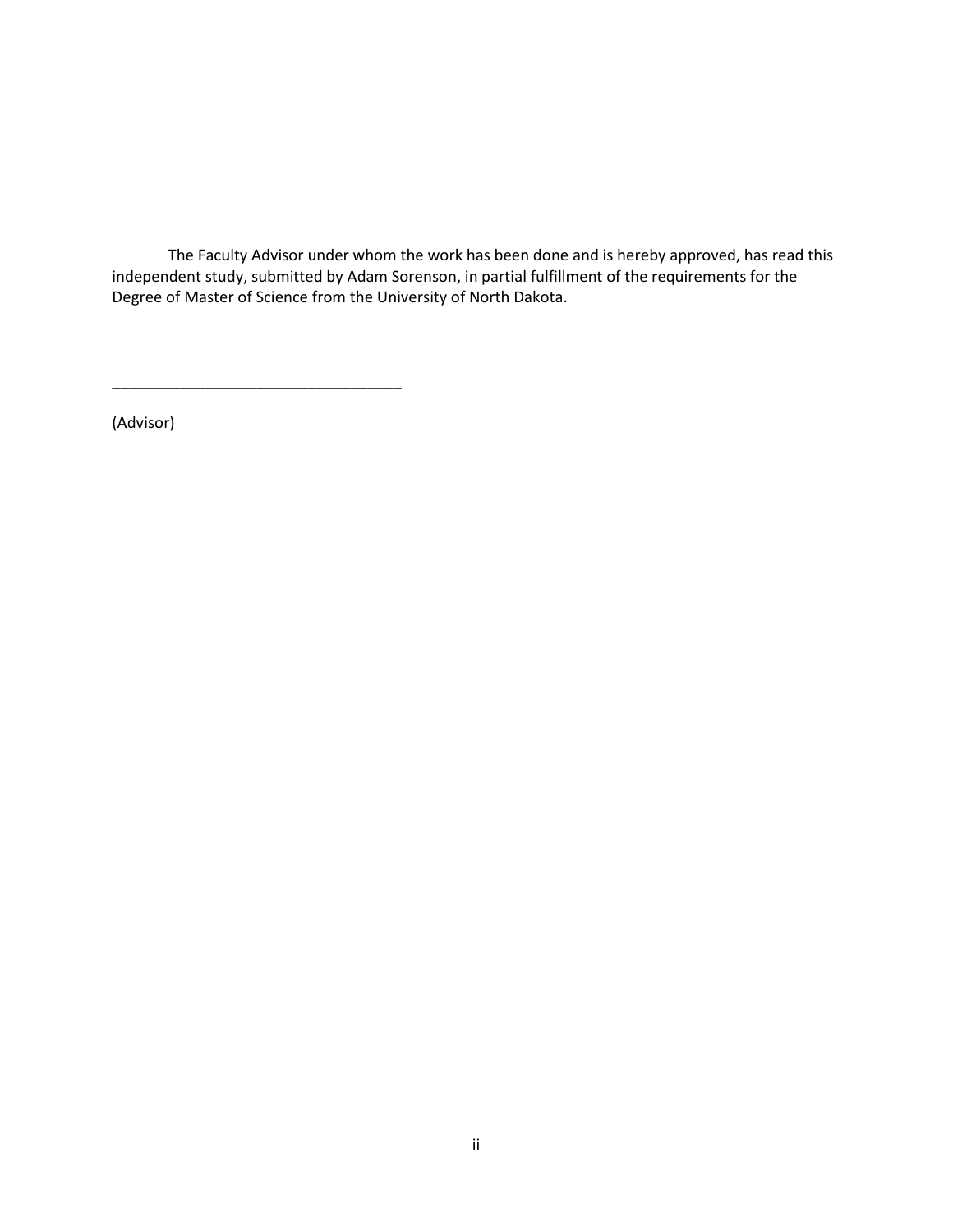The Faculty Advisor under whom the work has been done and is hereby approved, has read this independent study, submitted by Adam Sorenson, in partial fulfillment of the requirements for the Degree of Master of Science from the University of North Dakota.

__________________________________

(Advisor)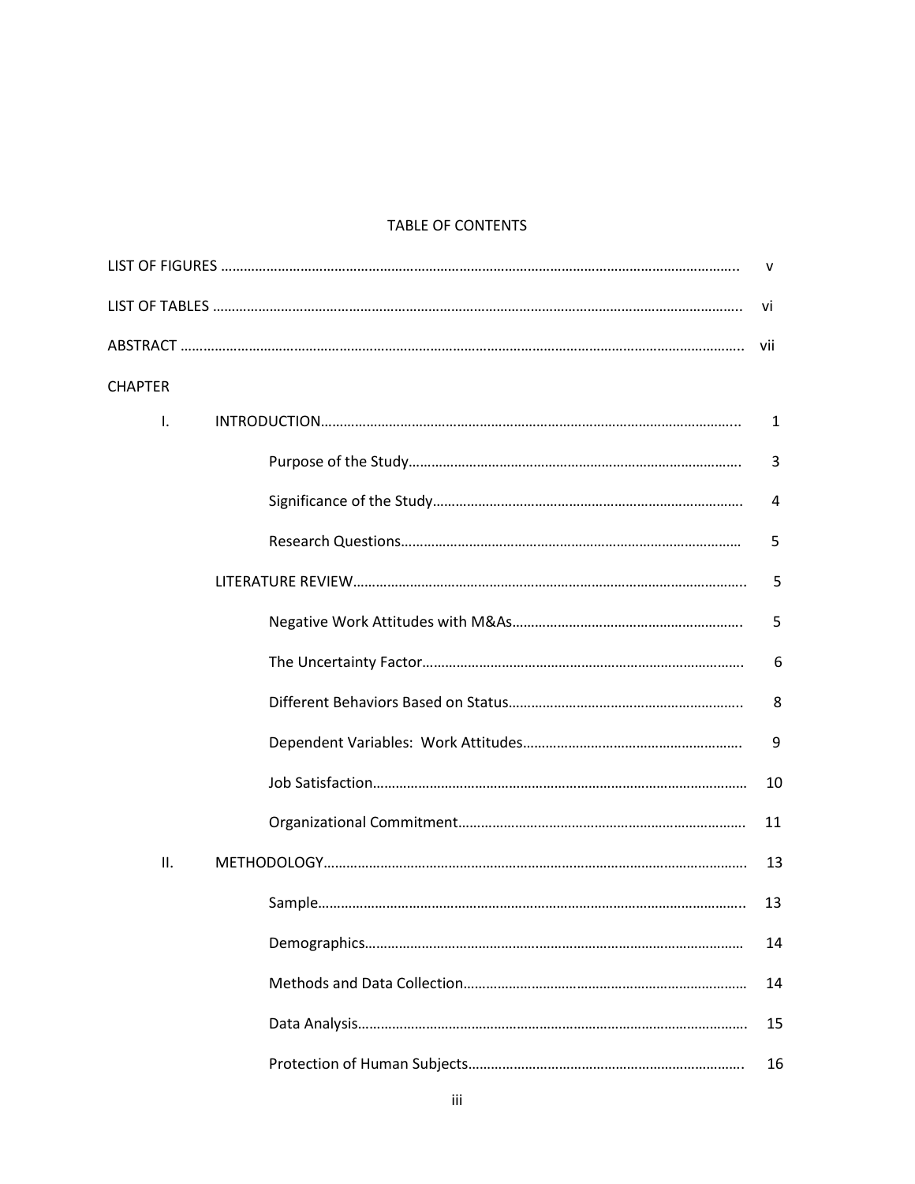# TABLE OF CONTENTS

| | | |
|---|---|---|
| LIST OF FIGURES | | v |
| LIST OF TABLES | | vi |
| ABSTRACT | | vii |
| CHAPTER | | |
| I. | INTRODUCTION | 1 |
| | Purpose of the Study | 3 |
| | Significance of the Study | 4 |
| | Research Questions | 5 |
| | LITERATURE REVIEW | 5 |
| | Negative Work Attitudes with M&As | 5 |
| | The Uncertainty Factor | 6 |
| | Different Behaviors Based on Status | 8 |
| | Dependent Variables: Work Attitudes | 9 |
| | Job Satisfaction | 10 |
| | Organizational Commitment | 11 |
| II. | METHODOLOGY | 13 |
| | Sample | 13 |
| | Demographics | 14 |
| | Methods and Data Collection | 14 |
| | Data Analysis | 15 |
| | Protection of Human Subjects | 16 |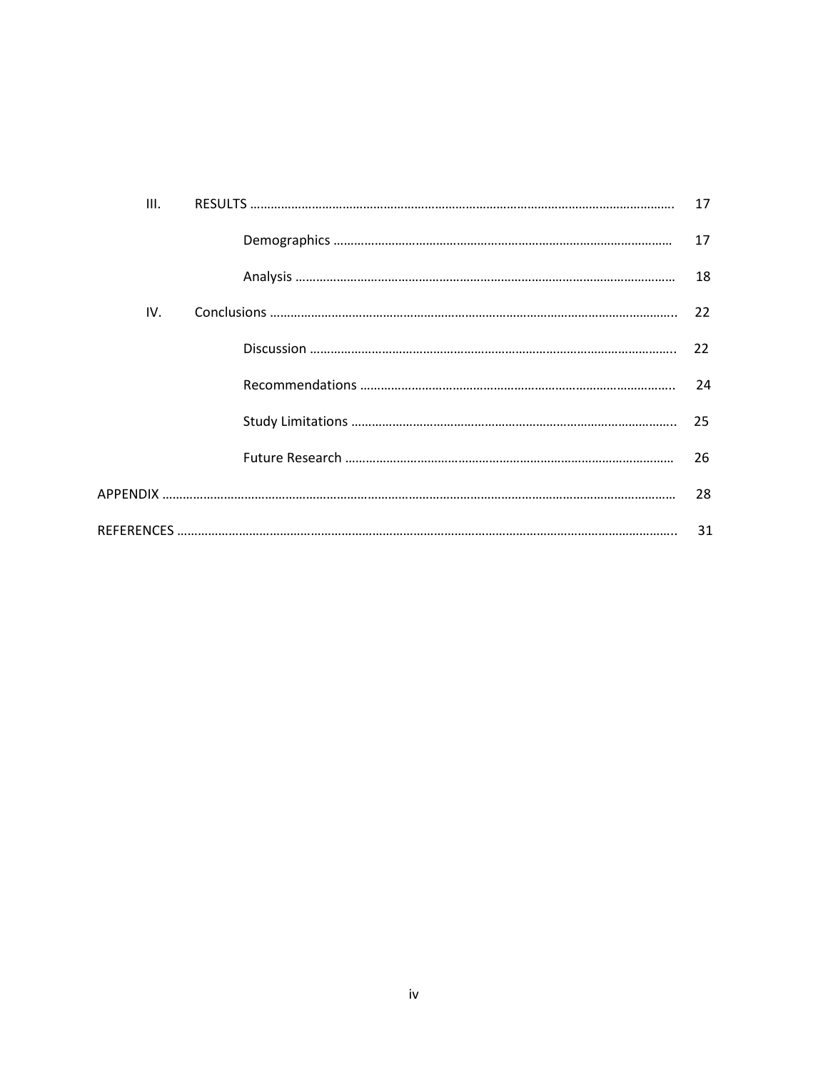III. RESULTS .......................................................................................................... 17

  Demographics ................................................................................. 17

  Analysis ........................................................................................... 18

IV. Conclusions ........................................................................................................ 22

  Discussion ......................................................................................... 22

  Recommendations ........................................................................... 24

  Study Limitations ............................................................................. 25

  Future Research .............................................................................. 26

APPENDIX ................................................................................................................. 28

REFERENCES ............................................................................................................. 31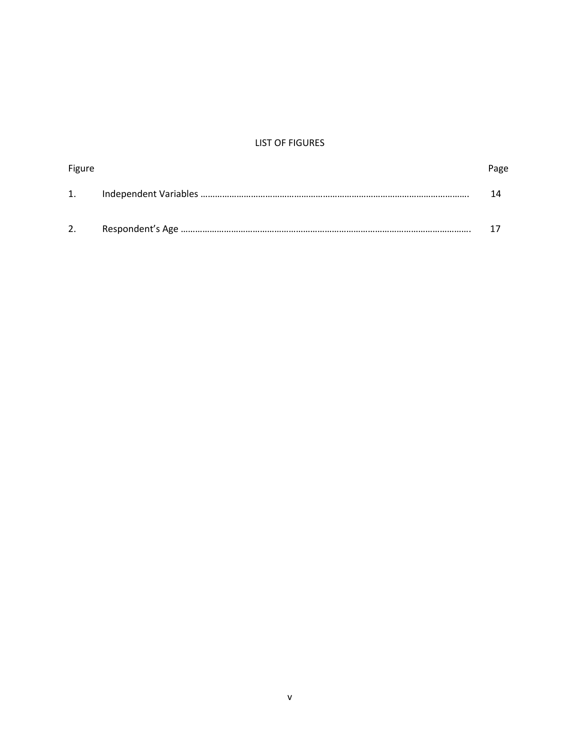# LIST OF FIGURES

| Figure | | Page |
|---|---|---|
| 1. | Independent Variables | 14 |
| 2. | Respondent's Age | 17 |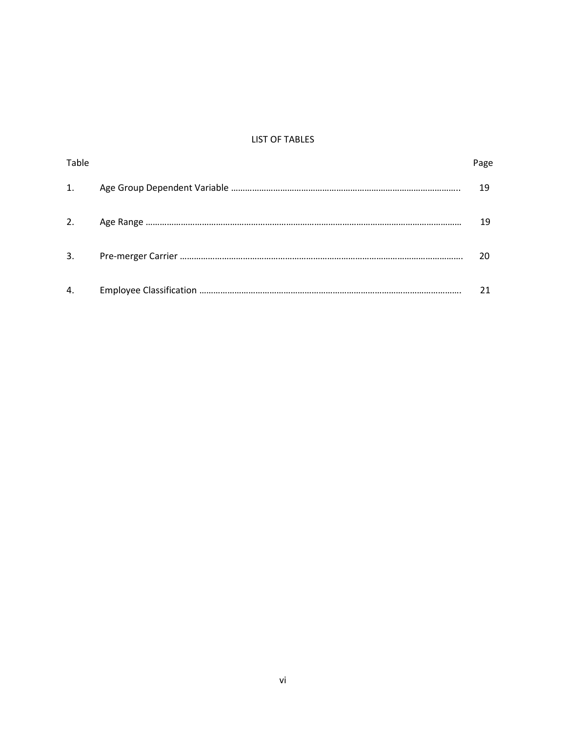# LIST OF TABLES

| Table | | Page |
|---|---|---|
| 1. | Age Group Dependent Variable | 19 |
| 2. | Age Range | 19 |
| 3. | Pre-merger Carrier | 20 |
| 4. | Employee Classification | 21 |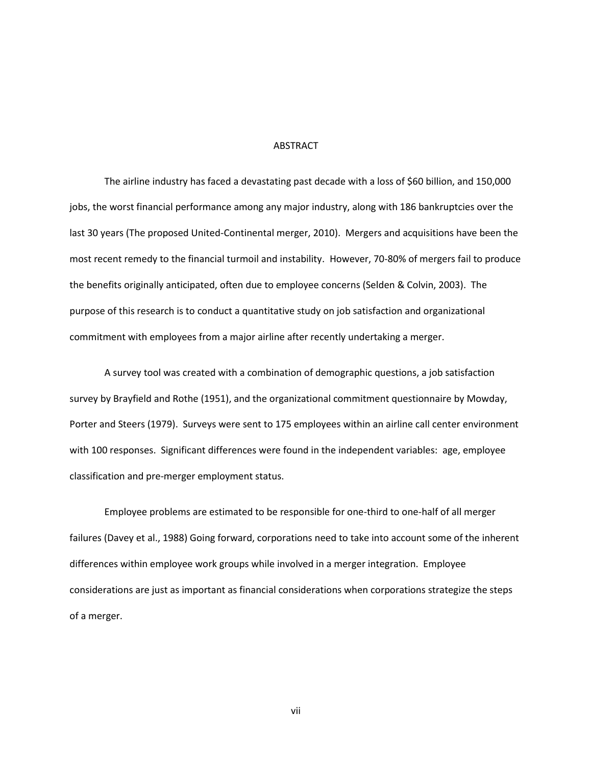# ABSTRACT

The airline industry has faced a devastating past decade with a loss of $60 billion, and 150,000 jobs, the worst financial performance among any major industry, along with 186 bankruptcies over the last 30 years (The proposed United-Continental merger, 2010). Mergers and acquisitions have been the most recent remedy to the financial turmoil and instability. However, 70-80% of mergers fail to produce the benefits originally anticipated, often due to employee concerns (Selden & Colvin, 2003). The purpose of this research is to conduct a quantitative study on job satisfaction and organizational commitment with employees from a major airline after recently undertaking a merger.

A survey tool was created with a combination of demographic questions, a job satisfaction survey by Brayfield and Rothe (1951), and the organizational commitment questionnaire by Mowday, Porter and Steers (1979). Surveys were sent to 175 employees within an airline call center environment with 100 responses. Significant differences were found in the independent variables: age, employee classification and pre-merger employment status.

Employee problems are estimated to be responsible for one-third to one-half of all merger failures (Davey et al., 1988) Going forward, corporations need to take into account some of the inherent differences within employee work groups while involved in a merger integration. Employee considerations are just as important as financial considerations when corporations strategize the steps of a merger.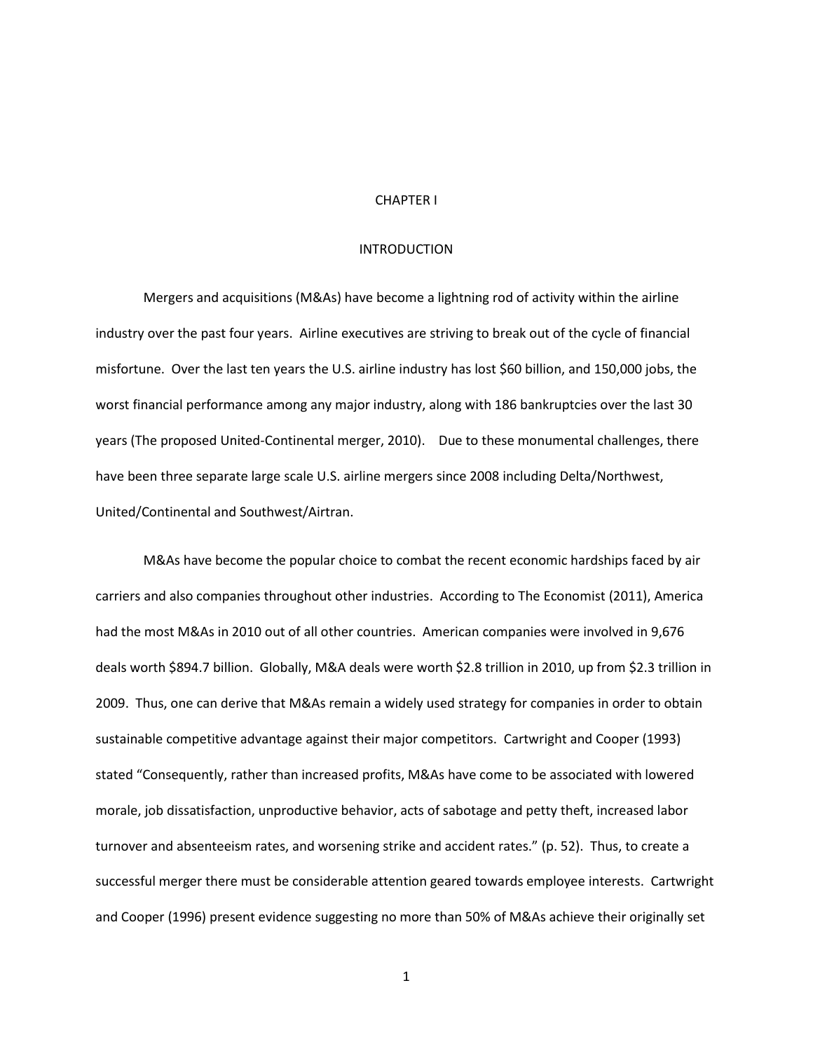# CHAPTER I

## INTRODUCTION

Mergers and acquisitions (M&As) have become a lightning rod of activity within the airline industry over the past four years. Airline executives are striving to break out of the cycle of financial misfortune. Over the last ten years the U.S. airline industry has lost $60 billion, and 150,000 jobs, the worst financial performance among any major industry, along with 186 bankruptcies over the last 30 years (The proposed United-Continental merger, 2010). Due to these monumental challenges, there have been three separate large scale U.S. airline mergers since 2008 including Delta/Northwest, United/Continental and Southwest/Airtran.

M&As have become the popular choice to combat the recent economic hardships faced by air carriers and also companies throughout other industries. According to The Economist (2011), America had the most M&As in 2010 out of all other countries. American companies were involved in 9,676 deals worth $894.7 billion. Globally, M&A deals were worth $2.8 trillion in 2010, up from $2.3 trillion in 2009. Thus, one can derive that M&As remain a widely used strategy for companies in order to obtain sustainable competitive advantage against their major competitors. Cartwright and Cooper (1993) stated "Consequently, rather than increased profits, M&As have come to be associated with lowered morale, job dissatisfaction, unproductive behavior, acts of sabotage and petty theft, increased labor turnover and absenteeism rates, and worsening strike and accident rates." (p. 52). Thus, to create a successful merger there must be considerable attention geared towards employee interests. Cartwright and Cooper (1996) present evidence suggesting no more than 50% of M&As achieve their originally set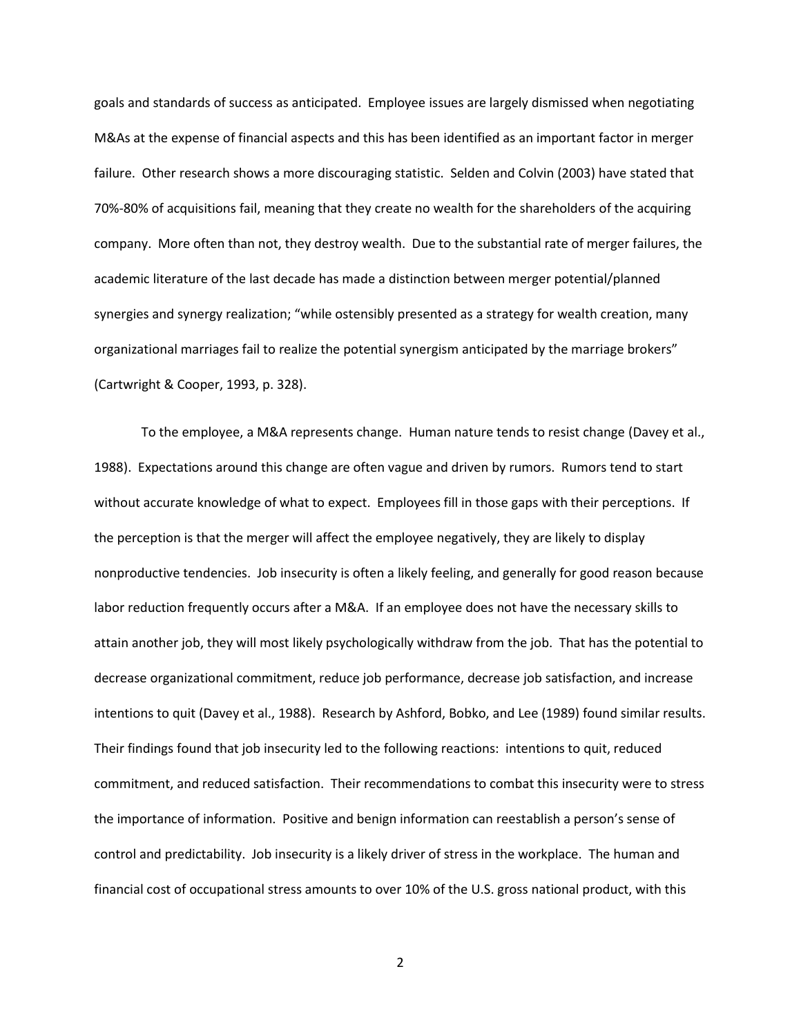goals and standards of success as anticipated. Employee issues are largely dismissed when negotiating M&As at the expense of financial aspects and this has been identified as an important factor in merger failure. Other research shows a more discouraging statistic. Selden and Colvin (2003) have stated that 70%-80% of acquisitions fail, meaning that they create no wealth for the shareholders of the acquiring company. More often than not, they destroy wealth. Due to the substantial rate of merger failures, the academic literature of the last decade has made a distinction between merger potential/planned synergies and synergy realization; "while ostensibly presented as a strategy for wealth creation, many organizational marriages fail to realize the potential synergism anticipated by the marriage brokers" (Cartwright & Cooper, 1993, p. 328).

To the employee, a M&A represents change. Human nature tends to resist change (Davey et al., 1988). Expectations around this change are often vague and driven by rumors. Rumors tend to start without accurate knowledge of what to expect. Employees fill in those gaps with their perceptions. If the perception is that the merger will affect the employee negatively, they are likely to display nonproductive tendencies. Job insecurity is often a likely feeling, and generally for good reason because labor reduction frequently occurs after a M&A. If an employee does not have the necessary skills to attain another job, they will most likely psychologically withdraw from the job. That has the potential to decrease organizational commitment, reduce job performance, decrease job satisfaction, and increase intentions to quit (Davey et al., 1988). Research by Ashford, Bobko, and Lee (1989) found similar results. Their findings found that job insecurity led to the following reactions: intentions to quit, reduced commitment, and reduced satisfaction. Their recommendations to combat this insecurity were to stress the importance of information. Positive and benign information can reestablish a person's sense of control and predictability. Job insecurity is a likely driver of stress in the workplace. The human and financial cost of occupational stress amounts to over 10% of the U.S. gross national product, with this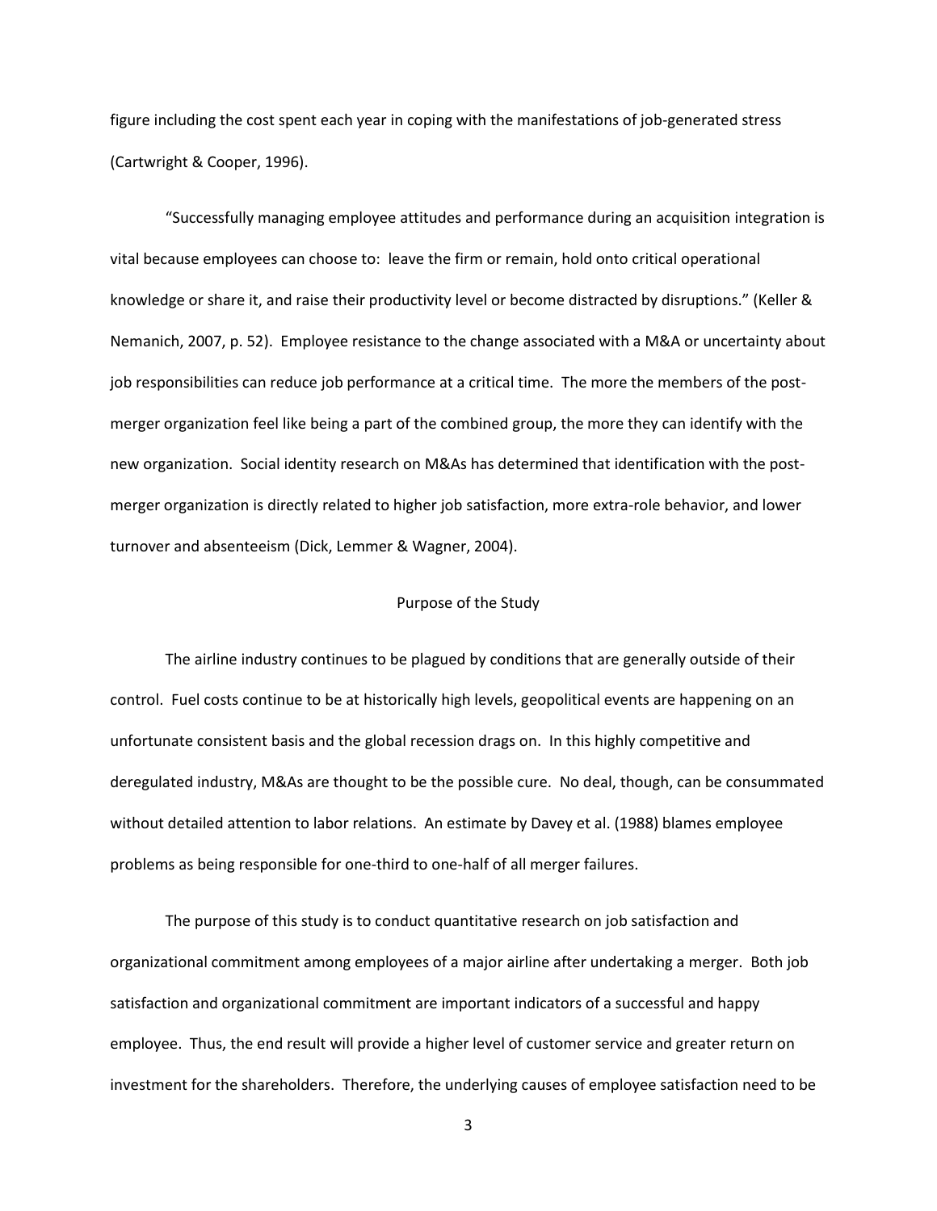figure including the cost spent each year in coping with the manifestations of job-generated stress (Cartwright & Cooper, 1996).

"Successfully managing employee attitudes and performance during an acquisition integration is vital because employees can choose to: leave the firm or remain, hold onto critical operational knowledge or share it, and raise their productivity level or become distracted by disruptions." (Keller & Nemanich, 2007, p. 52). Employee resistance to the change associated with a M&A or uncertainty about job responsibilities can reduce job performance at a critical time. The more the members of the post-merger organization feel like being a part of the combined group, the more they can identify with the new organization. Social identity research on M&As has determined that identification with the post-merger organization is directly related to higher job satisfaction, more extra-role behavior, and lower turnover and absenteeism (Dick, Lemmer & Wagner, 2004).

## Purpose of the Study

The airline industry continues to be plagued by conditions that are generally outside of their control. Fuel costs continue to be at historically high levels, geopolitical events are happening on an unfortunate consistent basis and the global recession drags on. In this highly competitive and deregulated industry, M&As are thought to be the possible cure. No deal, though, can be consummated without detailed attention to labor relations. An estimate by Davey et al. (1988) blames employee problems as being responsible for one-third to one-half of all merger failures.

The purpose of this study is to conduct quantitative research on job satisfaction and organizational commitment among employees of a major airline after undertaking a merger. Both job satisfaction and organizational commitment are important indicators of a successful and happy employee. Thus, the end result will provide a higher level of customer service and greater return on investment for the shareholders. Therefore, the underlying causes of employee satisfaction need to be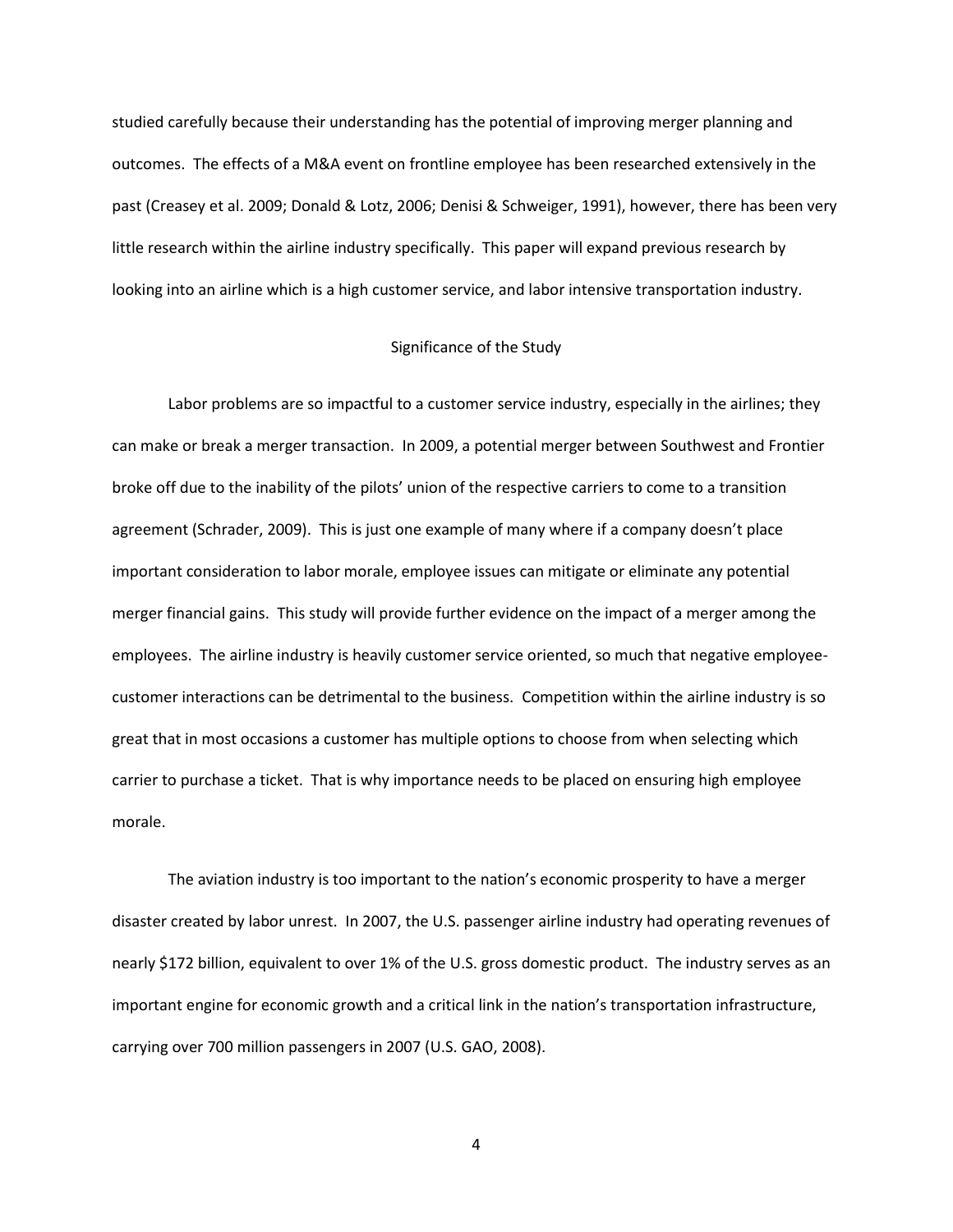studied carefully because their understanding has the potential of improving merger planning and outcomes. The effects of a M&A event on frontline employee has been researched extensively in the past (Creasey et al. 2009; Donald & Lotz, 2006; Denisi & Schweiger, 1991), however, there has been very little research within the airline industry specifically. This paper will expand previous research by looking into an airline which is a high customer service, and labor intensive transportation industry.

## Significance of the Study

Labor problems are so impactful to a customer service industry, especially in the airlines; they can make or break a merger transaction. In 2009, a potential merger between Southwest and Frontier broke off due to the inability of the pilots' union of the respective carriers to come to a transition agreement (Schrader, 2009). This is just one example of many where if a company doesn't place important consideration to labor morale, employee issues can mitigate or eliminate any potential merger financial gains. This study will provide further evidence on the impact of a merger among the employees. The airline industry is heavily customer service oriented, so much that negative employee-customer interactions can be detrimental to the business. Competition within the airline industry is so great that in most occasions a customer has multiple options to choose from when selecting which carrier to purchase a ticket. That is why importance needs to be placed on ensuring high employee morale.

The aviation industry is too important to the nation's economic prosperity to have a merger disaster created by labor unrest. In 2007, the U.S. passenger airline industry had operating revenues of nearly $172 billion, equivalent to over 1% of the U.S. gross domestic product. The industry serves as an important engine for economic growth and a critical link in the nation's transportation infrastructure, carrying over 700 million passengers in 2007 (U.S. GAO, 2008).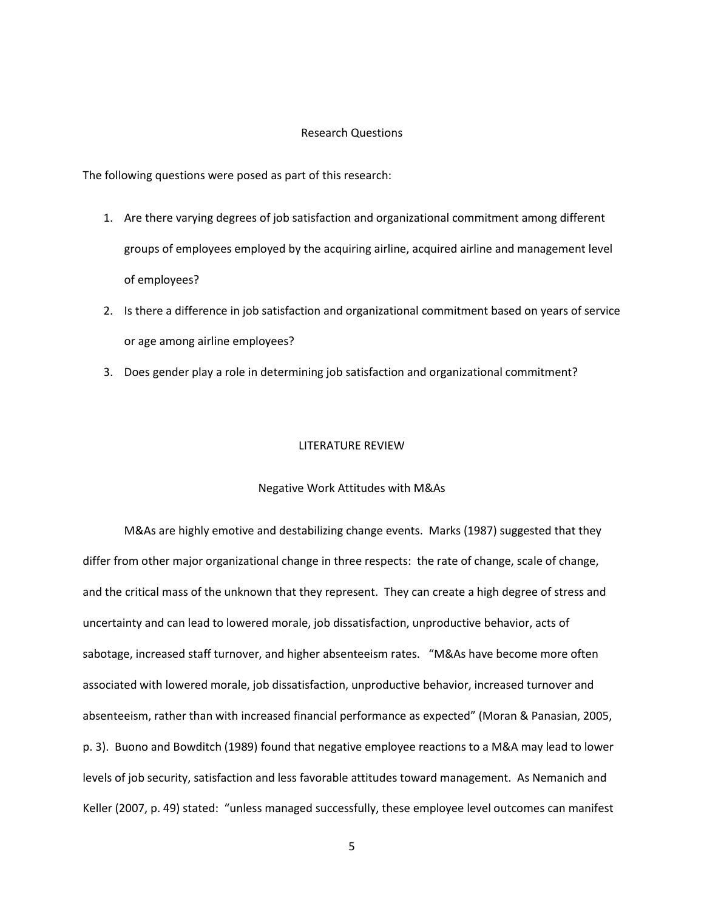## Research Questions

The following questions were posed as part of this research:

1. Are there varying degrees of job satisfaction and organizational commitment among different groups of employees employed by the acquiring airline, acquired airline and management level of employees?
2. Is there a difference in job satisfaction and organizational commitment based on years of service or age among airline employees?
3. Does gender play a role in determining job satisfaction and organizational commitment?

# LITERATURE REVIEW

## Negative Work Attitudes with M&As

M&As are highly emotive and destabilizing change events. Marks (1987) suggested that they differ from other major organizational change in three respects: the rate of change, scale of change, and the critical mass of the unknown that they represent. They can create a high degree of stress and uncertainty and can lead to lowered morale, job dissatisfaction, unproductive behavior, acts of sabotage, increased staff turnover, and higher absenteeism rates. "M&As have become more often associated with lowered morale, job dissatisfaction, unproductive behavior, increased turnover and absenteeism, rather than with increased financial performance as expected" (Moran & Panasian, 2005, p. 3). Buono and Bowditch (1989) found that negative employee reactions to a M&A may lead to lower levels of job security, satisfaction and less favorable attitudes toward management. As Nemanich and Keller (2007, p. 49) stated: "unless managed successfully, these employee level outcomes can manifest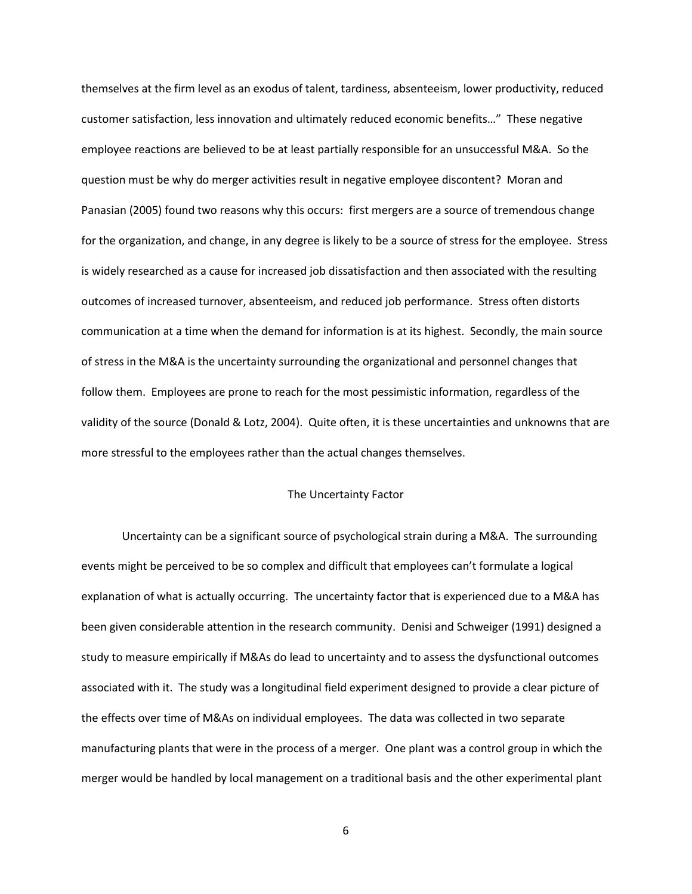themselves at the firm level as an exodus of talent, tardiness, absenteeism, lower productivity, reduced customer satisfaction, less innovation and ultimately reduced economic benefits…" These negative employee reactions are believed to be at least partially responsible for an unsuccessful M&A. So the question must be why do merger activities result in negative employee discontent? Moran and Panasian (2005) found two reasons why this occurs: first mergers are a source of tremendous change for the organization, and change, in any degree is likely to be a source of stress for the employee. Stress is widely researched as a cause for increased job dissatisfaction and then associated with the resulting outcomes of increased turnover, absenteeism, and reduced job performance. Stress often distorts communication at a time when the demand for information is at its highest. Secondly, the main source of stress in the M&A is the uncertainty surrounding the organizational and personnel changes that follow them. Employees are prone to reach for the most pessimistic information, regardless of the validity of the source (Donald & Lotz, 2004). Quite often, it is these uncertainties and unknowns that are more stressful to the employees rather than the actual changes themselves.

## The Uncertainty Factor

Uncertainty can be a significant source of psychological strain during a M&A. The surrounding events might be perceived to be so complex and difficult that employees can't formulate a logical explanation of what is actually occurring. The uncertainty factor that is experienced due to a M&A has been given considerable attention in the research community. Denisi and Schweiger (1991) designed a study to measure empirically if M&As do lead to uncertainty and to assess the dysfunctional outcomes associated with it. The study was a longitudinal field experiment designed to provide a clear picture of the effects over time of M&As on individual employees. The data was collected in two separate manufacturing plants that were in the process of a merger. One plant was a control group in which the merger would be handled by local management on a traditional basis and the other experimental plant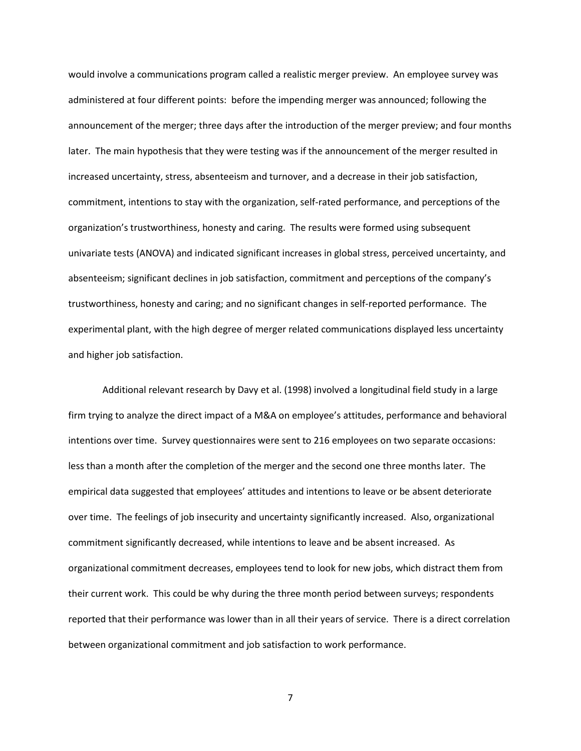would involve a communications program called a realistic merger preview. An employee survey was administered at four different points: before the impending merger was announced; following the announcement of the merger; three days after the introduction of the merger preview; and four months later. The main hypothesis that they were testing was if the announcement of the merger resulted in increased uncertainty, stress, absenteeism and turnover, and a decrease in their job satisfaction, commitment, intentions to stay with the organization, self-rated performance, and perceptions of the organization's trustworthiness, honesty and caring. The results were formed using subsequent univariate tests (ANOVA) and indicated significant increases in global stress, perceived uncertainty, and absenteeism; significant declines in job satisfaction, commitment and perceptions of the company's trustworthiness, honesty and caring; and no significant changes in self-reported performance. The experimental plant, with the high degree of merger related communications displayed less uncertainty and higher job satisfaction.

Additional relevant research by Davy et al. (1998) involved a longitudinal field study in a large firm trying to analyze the direct impact of a M&A on employee's attitudes, performance and behavioral intentions over time. Survey questionnaires were sent to 216 employees on two separate occasions: less than a month after the completion of the merger and the second one three months later. The empirical data suggested that employees' attitudes and intentions to leave or be absent deteriorate over time. The feelings of job insecurity and uncertainty significantly increased. Also, organizational commitment significantly decreased, while intentions to leave and be absent increased. As organizational commitment decreases, employees tend to look for new jobs, which distract them from their current work. This could be why during the three month period between surveys; respondents reported that their performance was lower than in all their years of service. There is a direct correlation between organizational commitment and job satisfaction to work performance.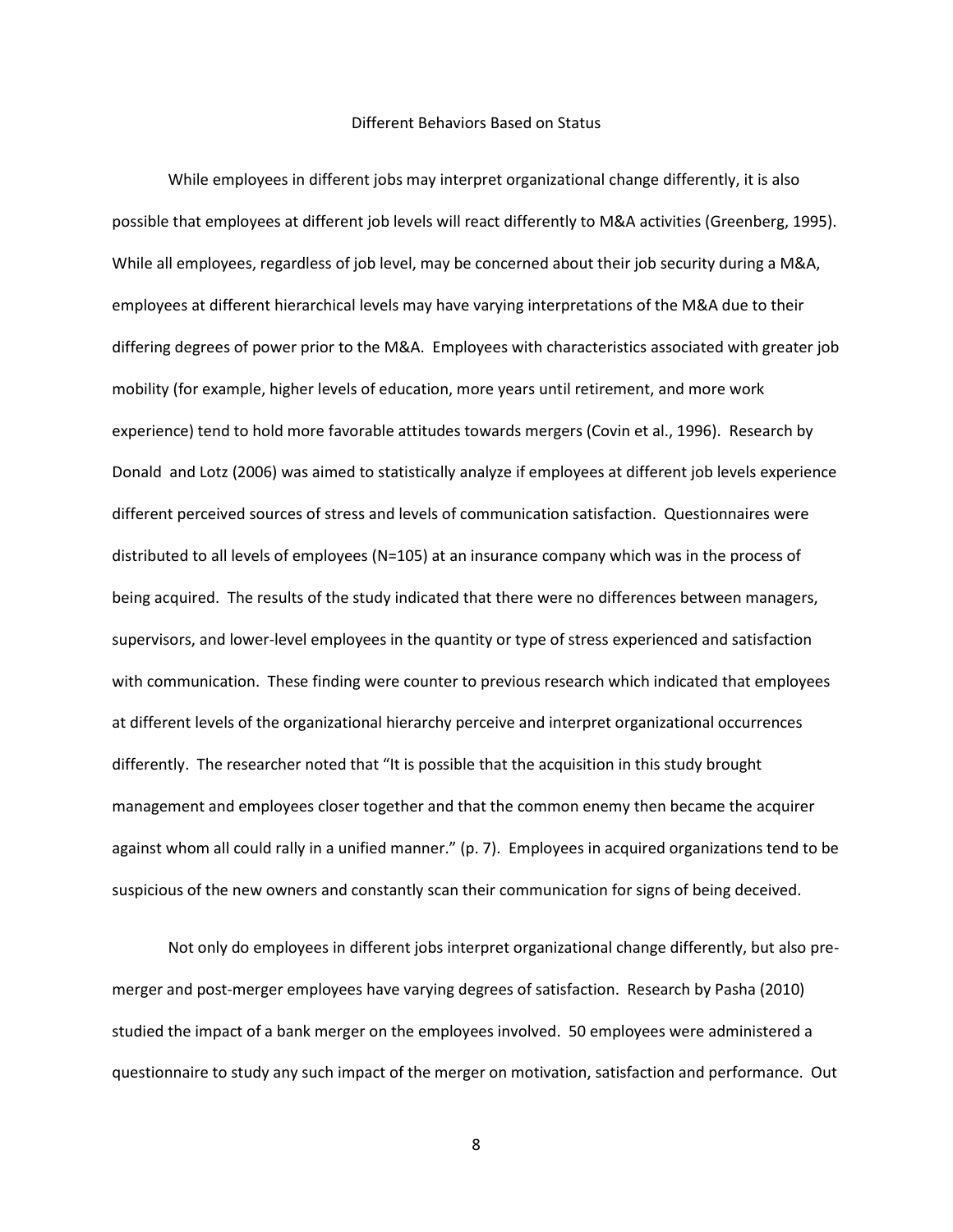## Different Behaviors Based on Status

While employees in different jobs may interpret organizational change differently, it is also possible that employees at different job levels will react differently to M&A activities (Greenberg, 1995). While all employees, regardless of job level, may be concerned about their job security during a M&A, employees at different hierarchical levels may have varying interpretations of the M&A due to their differing degrees of power prior to the M&A. Employees with characteristics associated with greater job mobility (for example, higher levels of education, more years until retirement, and more work experience) tend to hold more favorable attitudes towards mergers (Covin et al., 1996). Research by Donald and Lotz (2006) was aimed to statistically analyze if employees at different job levels experience different perceived sources of stress and levels of communication satisfaction. Questionnaires were distributed to all levels of employees (N=105) at an insurance company which was in the process of being acquired. The results of the study indicated that there were no differences between managers, supervisors, and lower-level employees in the quantity or type of stress experienced and satisfaction with communication. These finding were counter to previous research which indicated that employees at different levels of the organizational hierarchy perceive and interpret organizational occurrences differently. The researcher noted that "It is possible that the acquisition in this study brought management and employees closer together and that the common enemy then became the acquirer against whom all could rally in a unified manner." (p. 7). Employees in acquired organizations tend to be suspicious of the new owners and constantly scan their communication for signs of being deceived.

Not only do employees in different jobs interpret organizational change differently, but also pre-merger and post-merger employees have varying degrees of satisfaction. Research by Pasha (2010) studied the impact of a bank merger on the employees involved. 50 employees were administered a questionnaire to study any such impact of the merger on motivation, satisfaction and performance. Out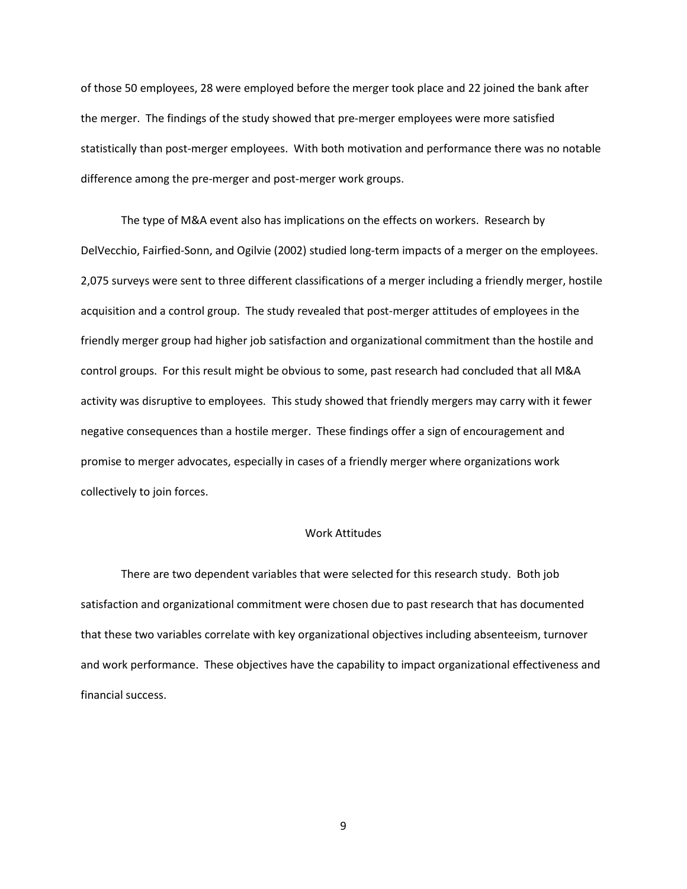of those 50 employees, 28 were employed before the merger took place and 22 joined the bank after the merger. The findings of the study showed that pre-merger employees were more satisfied statistically than post-merger employees. With both motivation and performance there was no notable difference among the pre-merger and post-merger work groups.

The type of M&A event also has implications on the effects on workers. Research by DelVecchio, Fairfied-Sonn, and Ogilvie (2002) studied long-term impacts of a merger on the employees. 2,075 surveys were sent to three different classifications of a merger including a friendly merger, hostile acquisition and a control group. The study revealed that post-merger attitudes of employees in the friendly merger group had higher job satisfaction and organizational commitment than the hostile and control groups. For this result might be obvious to some, past research had concluded that all M&A activity was disruptive to employees. This study showed that friendly mergers may carry with it fewer negative consequences than a hostile merger. These findings offer a sign of encouragement and promise to merger advocates, especially in cases of a friendly merger where organizations work collectively to join forces.

## Work Attitudes

There are two dependent variables that were selected for this research study. Both job satisfaction and organizational commitment were chosen due to past research that has documented that these two variables correlate with key organizational objectives including absenteeism, turnover and work performance. These objectives have the capability to impact organizational effectiveness and financial success.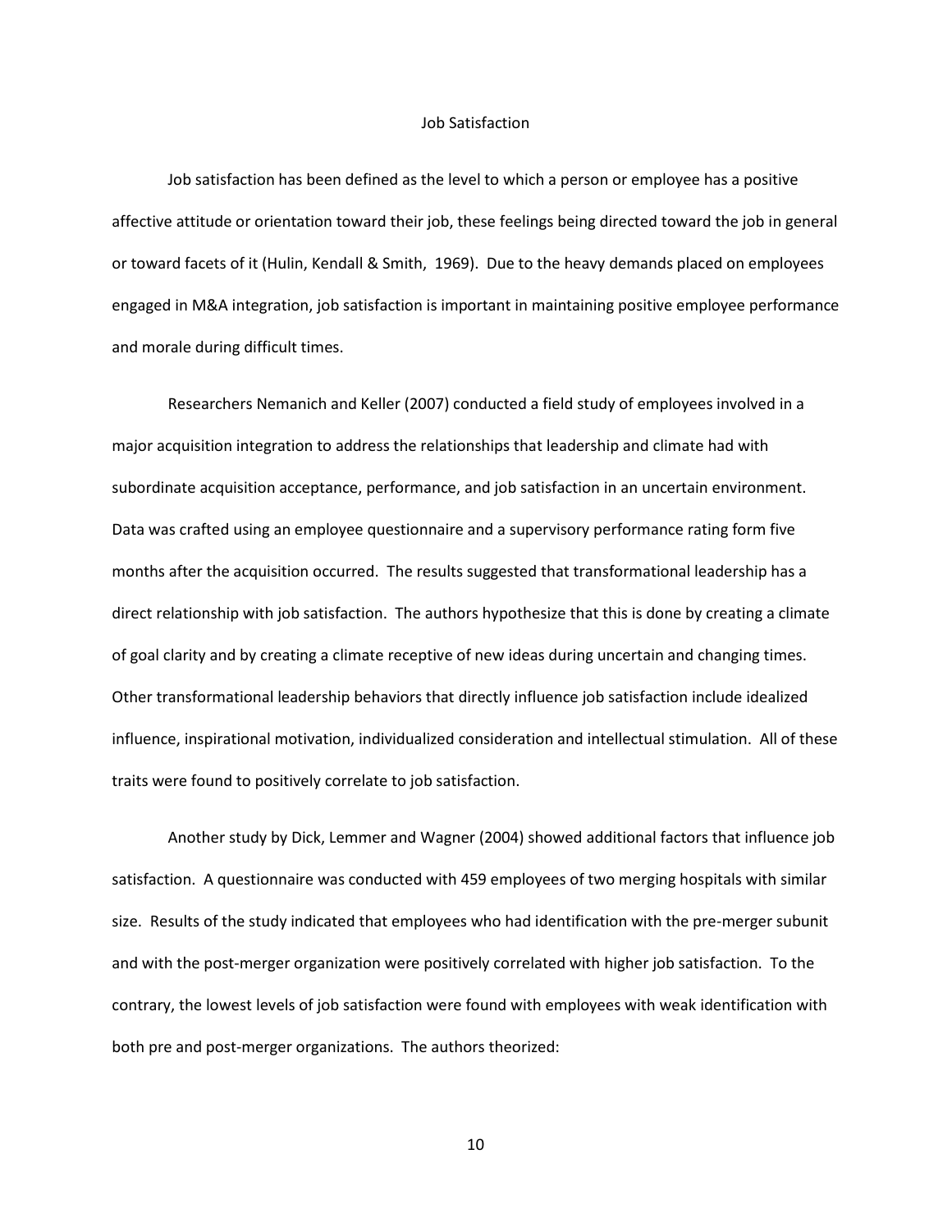## Job Satisfaction

Job satisfaction has been defined as the level to which a person or employee has a positive affective attitude or orientation toward their job, these feelings being directed toward the job in general or toward facets of it (Hulin, Kendall & Smith, 1969). Due to the heavy demands placed on employees engaged in M&A integration, job satisfaction is important in maintaining positive employee performance and morale during difficult times.

Researchers Nemanich and Keller (2007) conducted a field study of employees involved in a major acquisition integration to address the relationships that leadership and climate had with subordinate acquisition acceptance, performance, and job satisfaction in an uncertain environment. Data was crafted using an employee questionnaire and a supervisory performance rating form five months after the acquisition occurred. The results suggested that transformational leadership has a direct relationship with job satisfaction. The authors hypothesize that this is done by creating a climate of goal clarity and by creating a climate receptive of new ideas during uncertain and changing times. Other transformational leadership behaviors that directly influence job satisfaction include idealized influence, inspirational motivation, individualized consideration and intellectual stimulation. All of these traits were found to positively correlate to job satisfaction.

Another study by Dick, Lemmer and Wagner (2004) showed additional factors that influence job satisfaction. A questionnaire was conducted with 459 employees of two merging hospitals with similar size. Results of the study indicated that employees who had identification with the pre-merger subunit and with the post-merger organization were positively correlated with higher job satisfaction. To the contrary, the lowest levels of job satisfaction were found with employees with weak identification with both pre and post-merger organizations. The authors theorized: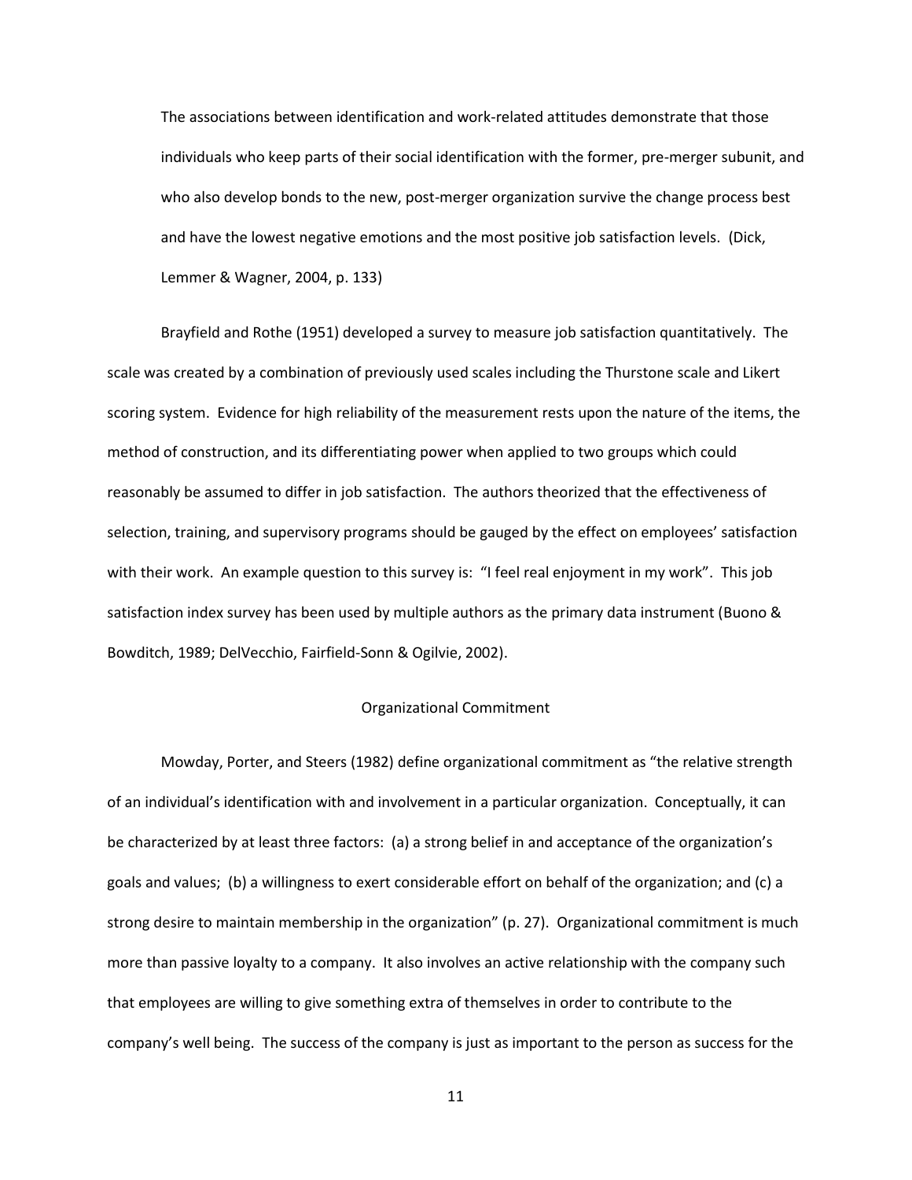> The associations between identification and work-related attitudes demonstrate that those individuals who keep parts of their social identification with the former, pre-merger subunit, and who also develop bonds to the new, post-merger organization survive the change process best and have the lowest negative emotions and the most positive job satisfaction levels. (Dick, Lemmer & Wagner, 2004, p. 133)

Brayfield and Rothe (1951) developed a survey to measure job satisfaction quantitatively. The scale was created by a combination of previously used scales including the Thurstone scale and Likert scoring system. Evidence for high reliability of the measurement rests upon the nature of the items, the method of construction, and its differentiating power when applied to two groups which could reasonably be assumed to differ in job satisfaction. The authors theorized that the effectiveness of selection, training, and supervisory programs should be gauged by the effect on employees' satisfaction with their work. An example question to this survey is: "I feel real enjoyment in my work". This job satisfaction index survey has been used by multiple authors as the primary data instrument (Buono & Bowditch, 1989; DelVecchio, Fairfield-Sonn & Ogilvie, 2002).

## Organizational Commitment

Mowday, Porter, and Steers (1982) define organizational commitment as "the relative strength of an individual's identification with and involvement in a particular organization. Conceptually, it can be characterized by at least three factors: (a) a strong belief in and acceptance of the organization's goals and values; (b) a willingness to exert considerable effort on behalf of the organization; and (c) a strong desire to maintain membership in the organization" (p. 27). Organizational commitment is much more than passive loyalty to a company. It also involves an active relationship with the company such that employees are willing to give something extra of themselves in order to contribute to the company's well being. The success of the company is just as important to the person as success for the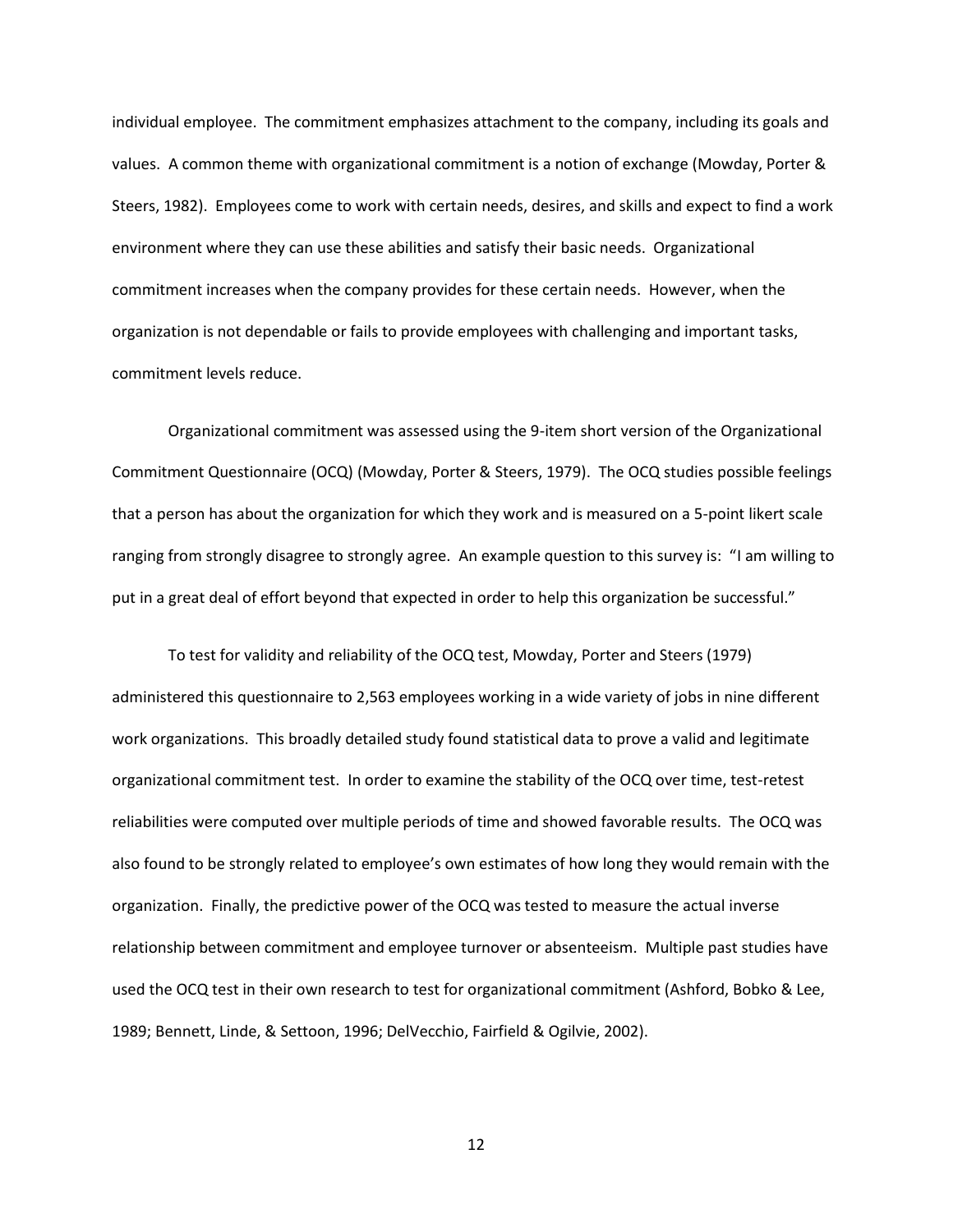individual employee. The commitment emphasizes attachment to the company, including its goals and values. A common theme with organizational commitment is a notion of exchange (Mowday, Porter & Steers, 1982). Employees come to work with certain needs, desires, and skills and expect to find a work environment where they can use these abilities and satisfy their basic needs. Organizational commitment increases when the company provides for these certain needs. However, when the organization is not dependable or fails to provide employees with challenging and important tasks, commitment levels reduce.

Organizational commitment was assessed using the 9-item short version of the Organizational Commitment Questionnaire (OCQ) (Mowday, Porter & Steers, 1979). The OCQ studies possible feelings that a person has about the organization for which they work and is measured on a 5-point likert scale ranging from strongly disagree to strongly agree. An example question to this survey is: "I am willing to put in a great deal of effort beyond that expected in order to help this organization be successful."

To test for validity and reliability of the OCQ test, Mowday, Porter and Steers (1979) administered this questionnaire to 2,563 employees working in a wide variety of jobs in nine different work organizations. This broadly detailed study found statistical data to prove a valid and legitimate organizational commitment test. In order to examine the stability of the OCQ over time, test-retest reliabilities were computed over multiple periods of time and showed favorable results. The OCQ was also found to be strongly related to employee's own estimates of how long they would remain with the organization. Finally, the predictive power of the OCQ was tested to measure the actual inverse relationship between commitment and employee turnover or absenteeism. Multiple past studies have used the OCQ test in their own research to test for organizational commitment (Ashford, Bobko & Lee, 1989; Bennett, Linde, & Settoon, 1996; DelVecchio, Fairfield & Ogilvie, 2002).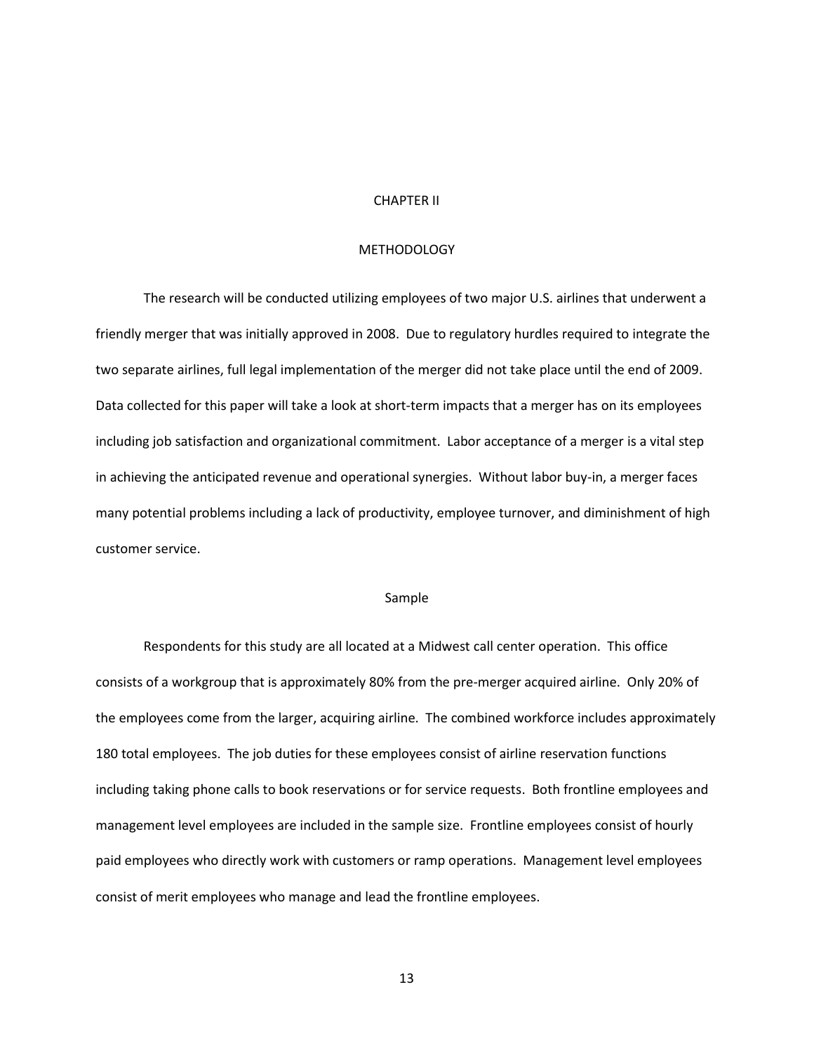# CHAPTER II

# METHODOLOGY

The research will be conducted utilizing employees of two major U.S. airlines that underwent a friendly merger that was initially approved in 2008. Due to regulatory hurdles required to integrate the two separate airlines, full legal implementation of the merger did not take place until the end of 2009. Data collected for this paper will take a look at short-term impacts that a merger has on its employees including job satisfaction and organizational commitment. Labor acceptance of a merger is a vital step in achieving the anticipated revenue and operational synergies. Without labor buy-in, a merger faces many potential problems including a lack of productivity, employee turnover, and diminishment of high customer service.

## Sample

Respondents for this study are all located at a Midwest call center operation. This office consists of a workgroup that is approximately 80% from the pre-merger acquired airline. Only 20% of the employees come from the larger, acquiring airline. The combined workforce includes approximately 180 total employees. The job duties for these employees consist of airline reservation functions including taking phone calls to book reservations or for service requests. Both frontline employees and management level employees are included in the sample size. Frontline employees consist of hourly paid employees who directly work with customers or ramp operations. Management level employees consist of merit employees who manage and lead the frontline employees.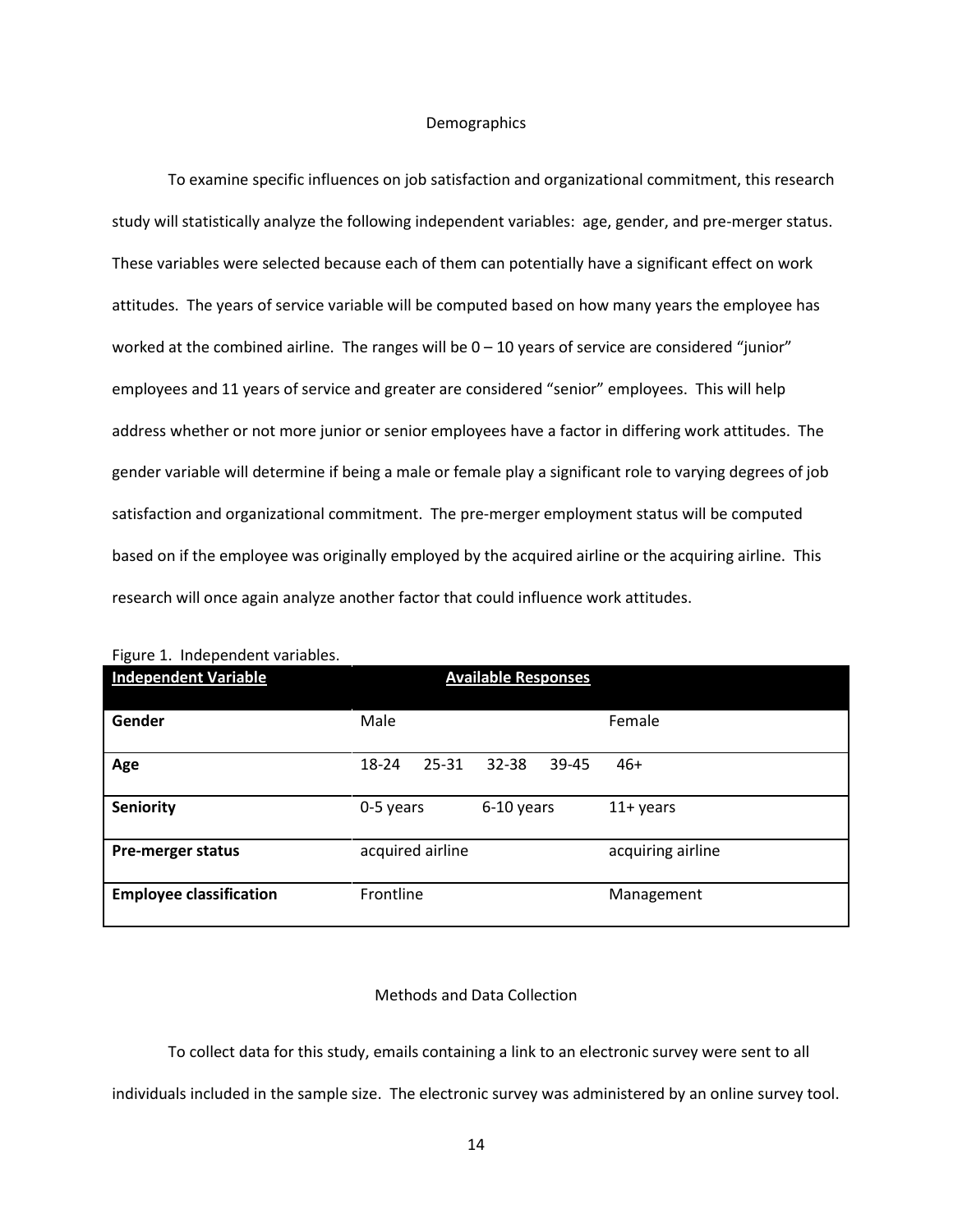## Demographics

To examine specific influences on job satisfaction and organizational commitment, this research study will statistically analyze the following independent variables: age, gender, and pre-merger status. These variables were selected because each of them can potentially have a significant effect on work attitudes. The years of service variable will be computed based on how many years the employee has worked at the combined airline. The ranges will be 0 – 10 years of service are considered "junior" employees and 11 years of service and greater are considered "senior" employees. This will help address whether or not more junior or senior employees have a factor in differing work attitudes. The gender variable will determine if being a male or female play a significant role to varying degrees of job satisfaction and organizational commitment. The pre-merger employment status will be computed based on if the employee was originally employed by the acquired airline or the acquiring airline. This research will once again analyze another factor that could influence work attitudes.

Figure 1. Independent variables.

| **Independent Variable** | **Available Responses** | | | | |
|---|---|---|---|---|---|
| **Gender** | Male | | | | Female |
| **Age** | 18-24 | 25-31 | 32-38 | 39-45 | 46+ |
| **Seniority** | 0-5 years | | 6-10 years | | 11+ years |
| **Pre-merger status** | acquired airline | | | | acquiring airline |
| **Employee classification** | Frontline | | | | Management |

## Methods and Data Collection

To collect data for this study, emails containing a link to an electronic survey were sent to all individuals included in the sample size. The electronic survey was administered by an online survey tool.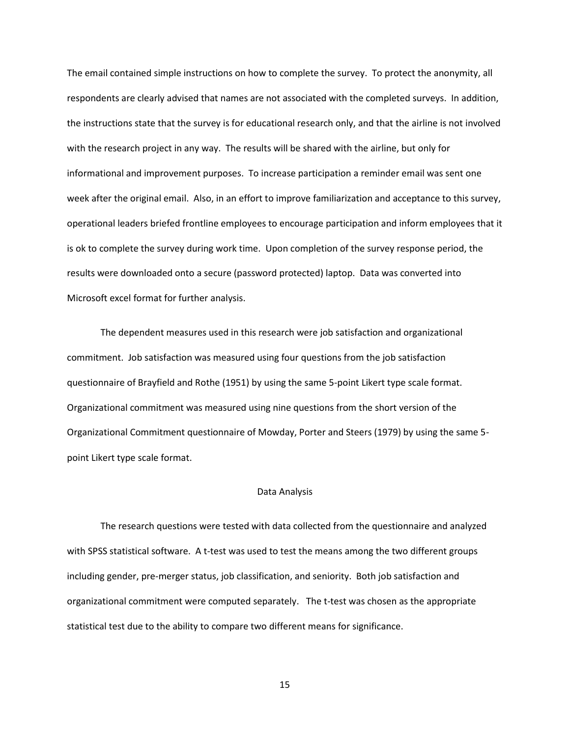The email contained simple instructions on how to complete the survey. To protect the anonymity, all respondents are clearly advised that names are not associated with the completed surveys. In addition, the instructions state that the survey is for educational research only, and that the airline is not involved with the research project in any way. The results will be shared with the airline, but only for informational and improvement purposes. To increase participation a reminder email was sent one week after the original email. Also, in an effort to improve familiarization and acceptance to this survey, operational leaders briefed frontline employees to encourage participation and inform employees that it is ok to complete the survey during work time. Upon completion of the survey response period, the results were downloaded onto a secure (password protected) laptop. Data was converted into Microsoft excel format for further analysis.

The dependent measures used in this research were job satisfaction and organizational commitment. Job satisfaction was measured using four questions from the job satisfaction questionnaire of Brayfield and Rothe (1951) by using the same 5-point Likert type scale format. Organizational commitment was measured using nine questions from the short version of the Organizational Commitment questionnaire of Mowday, Porter and Steers (1979) by using the same 5-point Likert type scale format.

## Data Analysis

The research questions were tested with data collected from the questionnaire and analyzed with SPSS statistical software. A t-test was used to test the means among the two different groups including gender, pre-merger status, job classification, and seniority. Both job satisfaction and organizational commitment were computed separately. The t-test was chosen as the appropriate statistical test due to the ability to compare two different means for significance.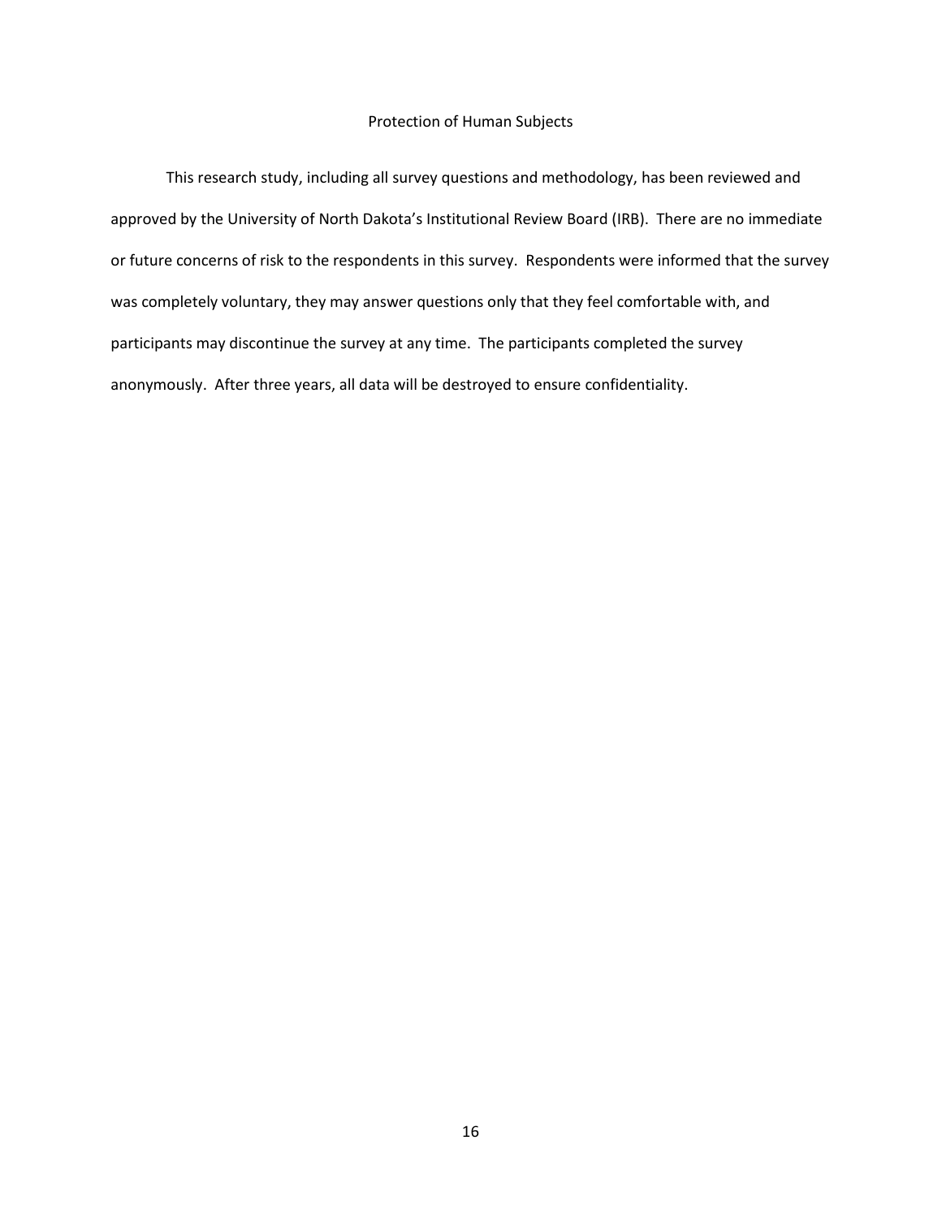## Protection of Human Subjects

This research study, including all survey questions and methodology, has been reviewed and approved by the University of North Dakota's Institutional Review Board (IRB). There are no immediate or future concerns of risk to the respondents in this survey. Respondents were informed that the survey was completely voluntary, they may answer questions only that they feel comfortable with, and participants may discontinue the survey at any time. The participants completed the survey anonymously. After three years, all data will be destroyed to ensure confidentiality.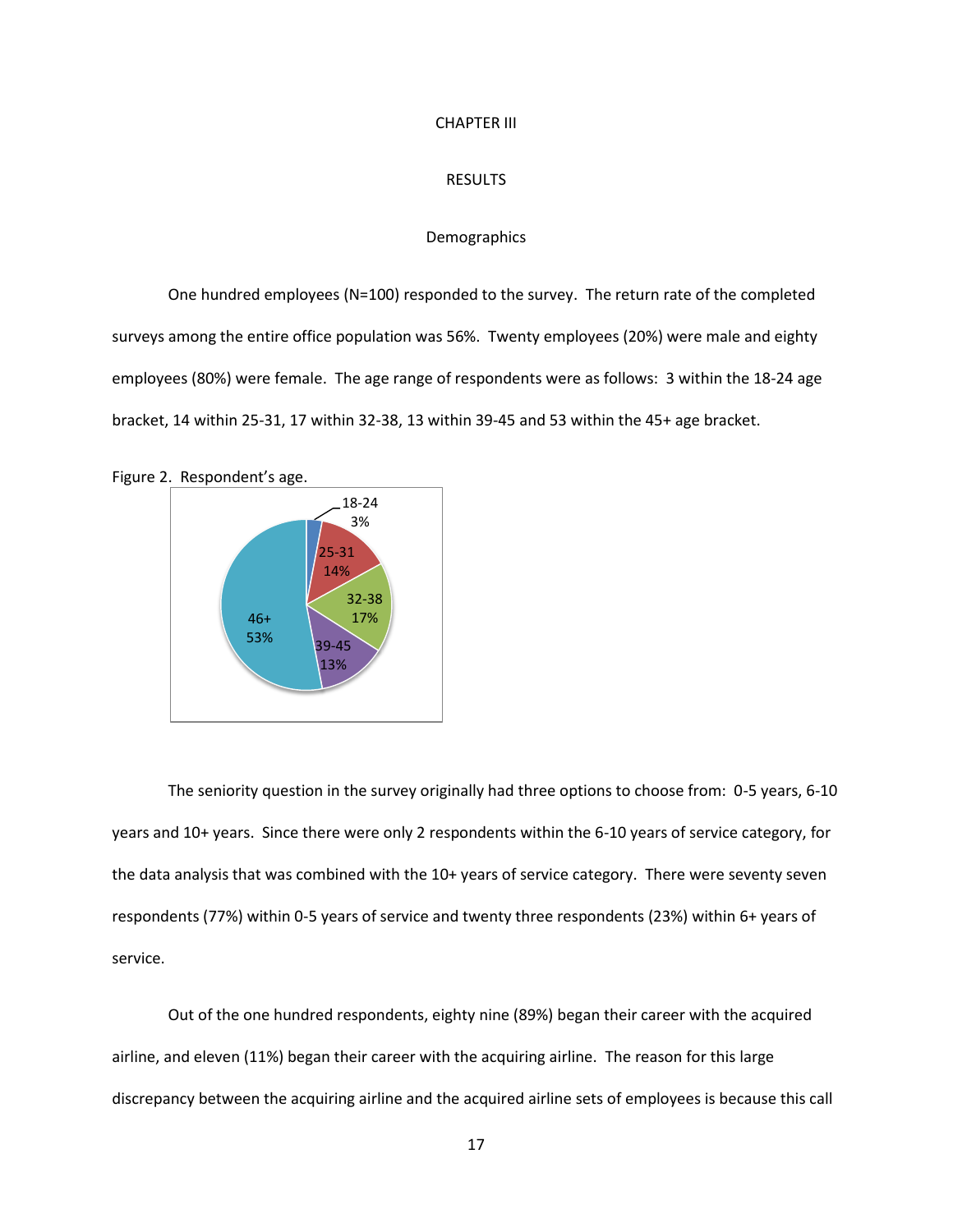# CHAPTER III

## RESULTS

### Demographics

One hundred employees (N=100) responded to the survey. The return rate of the completed surveys among the entire office population was 56%. Twenty employees (20%) were male and eighty employees (80%) were female. The age range of respondents were as follows: 3 within the 18-24 age bracket, 14 within 25-31, 17 within 32-38, 13 within 39-45 and 53 within the 45+ age bracket.

Figure 2. Respondent's age.

The seniority question in the survey originally had three options to choose from: 0-5 years, 6-10 years and 10+ years. Since there were only 2 respondents within the 6-10 years of service category, for the data analysis that was combined with the 10+ years of service category. There were seventy seven respondents (77%) within 0-5 years of service and twenty three respondents (23%) within 6+ years of service.

Out of the one hundred respondents, eighty nine (89%) began their career with the acquired airline, and eleven (11%) began their career with the acquiring airline. The reason for this large discrepancy between the acquiring airline and the acquired airline sets of employees is because this call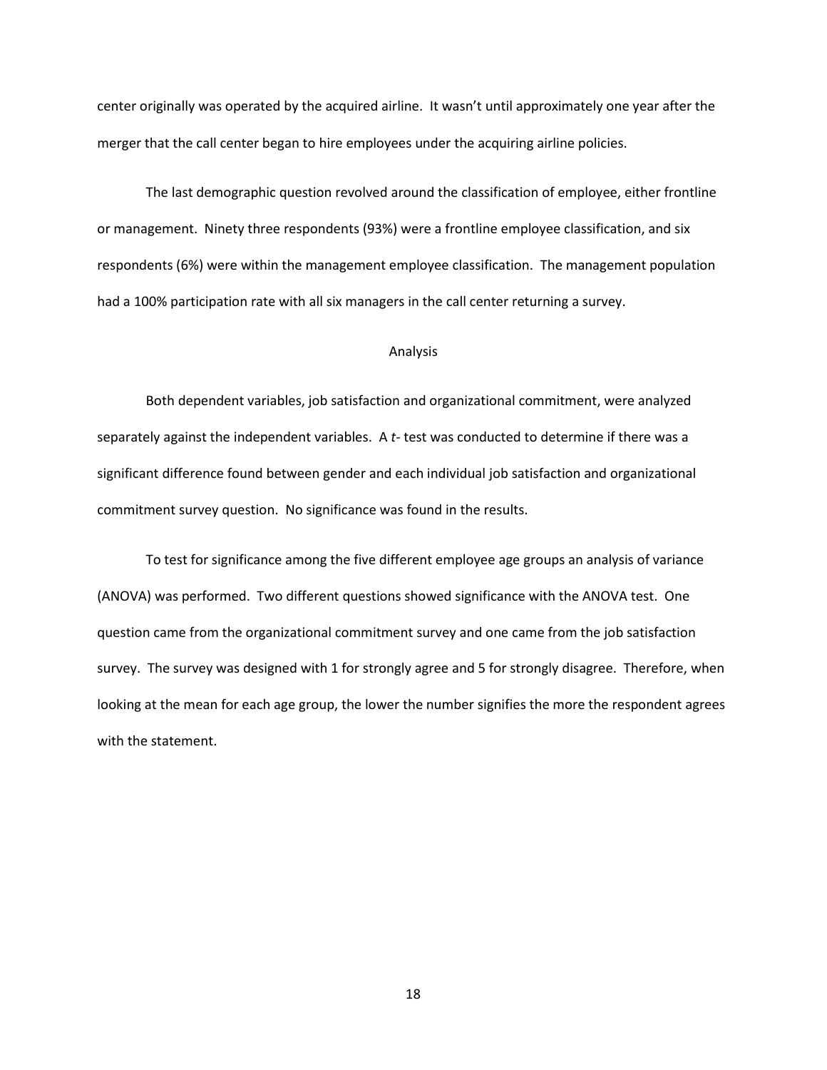center originally was operated by the acquired airline. It wasn't until approximately one year after the merger that the call center began to hire employees under the acquiring airline policies.

The last demographic question revolved around the classification of employee, either frontline or management. Ninety three respondents (93%) were a frontline employee classification, and six respondents (6%) were within the management employee classification. The management population had a 100% participation rate with all six managers in the call center returning a survey.

## Analysis

Both dependent variables, job satisfaction and organizational commitment, were analyzed separately against the independent variables. A *t*- test was conducted to determine if there was a significant difference found between gender and each individual job satisfaction and organizational commitment survey question. No significance was found in the results.

To test for significance among the five different employee age groups an analysis of variance (ANOVA) was performed. Two different questions showed significance with the ANOVA test. One question came from the organizational commitment survey and one came from the job satisfaction survey. The survey was designed with 1 for strongly agree and 5 for strongly disagree. Therefore, when looking at the mean for each age group, the lower the number signifies the more the respondent agrees with the statement.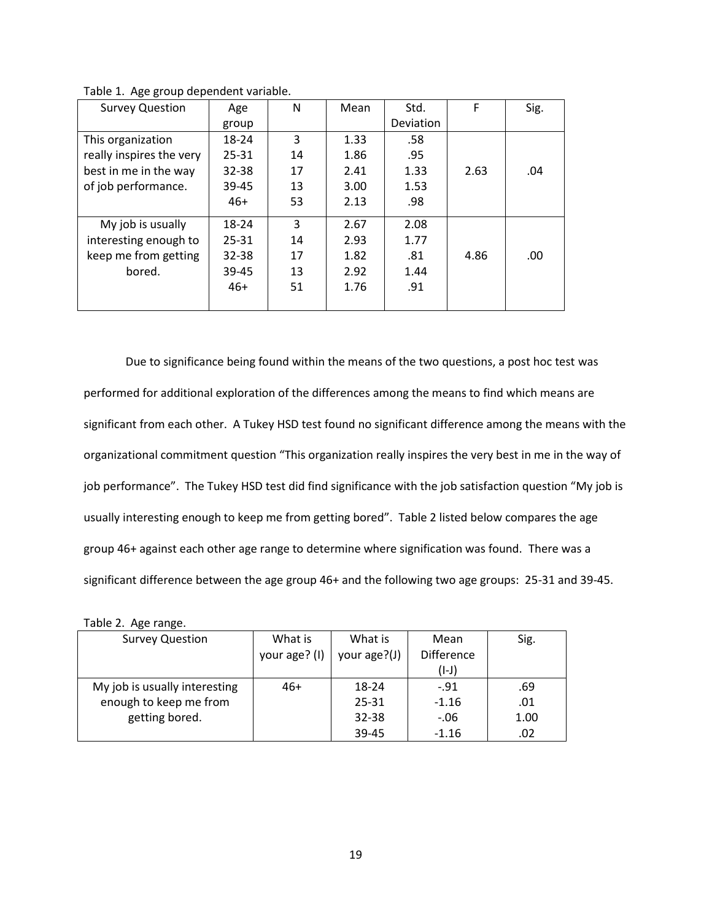Table 1. Age group dependent variable.

| Survey Question | Age group | N | Mean | Std. Deviation | F | Sig. |
|---|---|---|---|---|---|---|
| This organization really inspires the very best in me in the way of job performance. | 18-24 | 3 | 1.33 | .58 | 2.63 | .04 |
| | 25-31 | 14 | 1.86 | .95 | | |
| | 32-38 | 17 | 2.41 | 1.33 | | |
| | 39-45 | 13 | 3.00 | 1.53 | | |
| | 46+ | 53 | 2.13 | .98 | | |
| My job is usually interesting enough to keep me from getting bored. | 18-24 | 3 | 2.67 | 2.08 | 4.86 | .00 |
| | 25-31 | 14 | 2.93 | 1.77 | | |
| | 32-38 | 17 | 1.82 | .81 | | |
| | 39-45 | 13 | 2.92 | 1.44 | | |
| | 46+ | 51 | 1.76 | .91 | | |

Due to significance being found within the means of the two questions, a post hoc test was performed for additional exploration of the differences among the means to find which means are significant from each other. A Tukey HSD test found no significant difference among the means with the organizational commitment question "This organization really inspires the very best in me in the way of job performance". The Tukey HSD test did find significance with the job satisfaction question "My job is usually interesting enough to keep me from getting bored". Table 2 listed below compares the age group 46+ against each other age range to determine where signification was found. There was a significant difference between the age group 46+ and the following two age groups: 25-31 and 39-45.

Table 2. Age range.

| Survey Question | What is your age? (I) | What is your age?(J) | Mean Difference (I-J) | Sig. |
|---|---|---|---|---|
| My job is usually interesting enough to keep me from getting bored. | 46+ | 18-24 | -.91 | .69 |
| | | 25-31 | -1.16 | .01 |
| | | 32-38 | -.06 | 1.00 |
| | | 39-45 | -1.16 | .02 |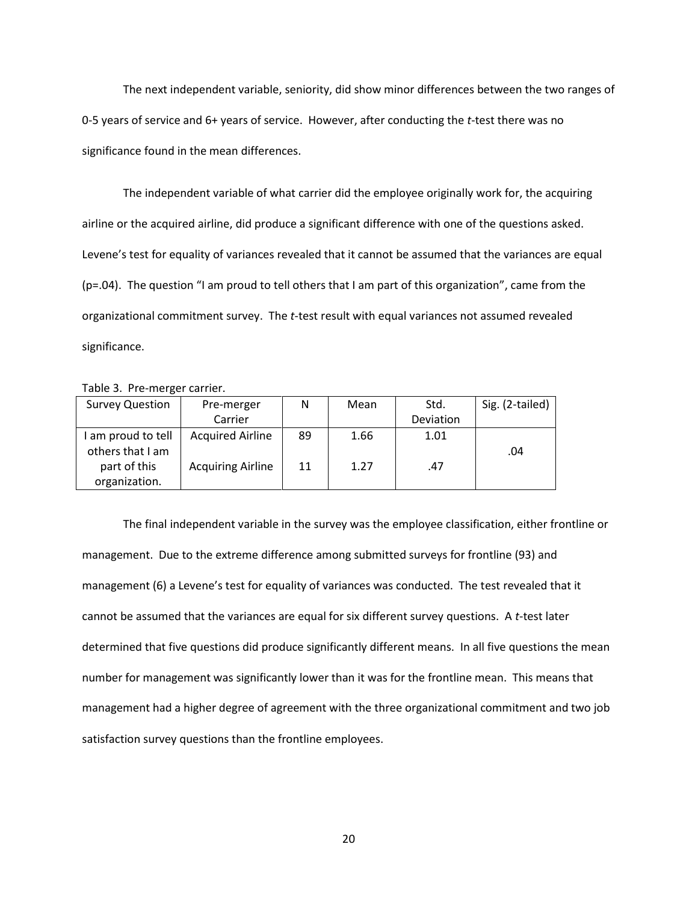The next independent variable, seniority, did show minor differences between the two ranges of 0-5 years of service and 6+ years of service. However, after conducting the *t*-test there was no significance found in the mean differences.

The independent variable of what carrier did the employee originally work for, the acquiring airline or the acquired airline, did produce a significant difference with one of the questions asked. Levene's test for equality of variances revealed that it cannot be assumed that the variances are equal (p=.04). The question "I am proud to tell others that I am part of this organization", came from the organizational commitment survey. The *t*-test result with equal variances not assumed revealed significance.

Table 3. Pre-merger carrier.

| Survey Question | Pre-merger Carrier | N | Mean | Std. Deviation | Sig. (2-tailed) |
|---|---|---|---|---|---|
| I am proud to tell others that I am part of this organization. | Acquired Airline | 89 | 1.66 | 1.01 | .04 |
| | Acquiring Airline | 11 | 1.27 | .47 | |

The final independent variable in the survey was the employee classification, either frontline or management. Due to the extreme difference among submitted surveys for frontline (93) and management (6) a Levene's test for equality of variances was conducted. The test revealed that it cannot be assumed that the variances are equal for six different survey questions. A *t*-test later determined that five questions did produce significantly different means. In all five questions the mean number for management was significantly lower than it was for the frontline mean. This means that management had a higher degree of agreement with the three organizational commitment and two job satisfaction survey questions than the frontline employees.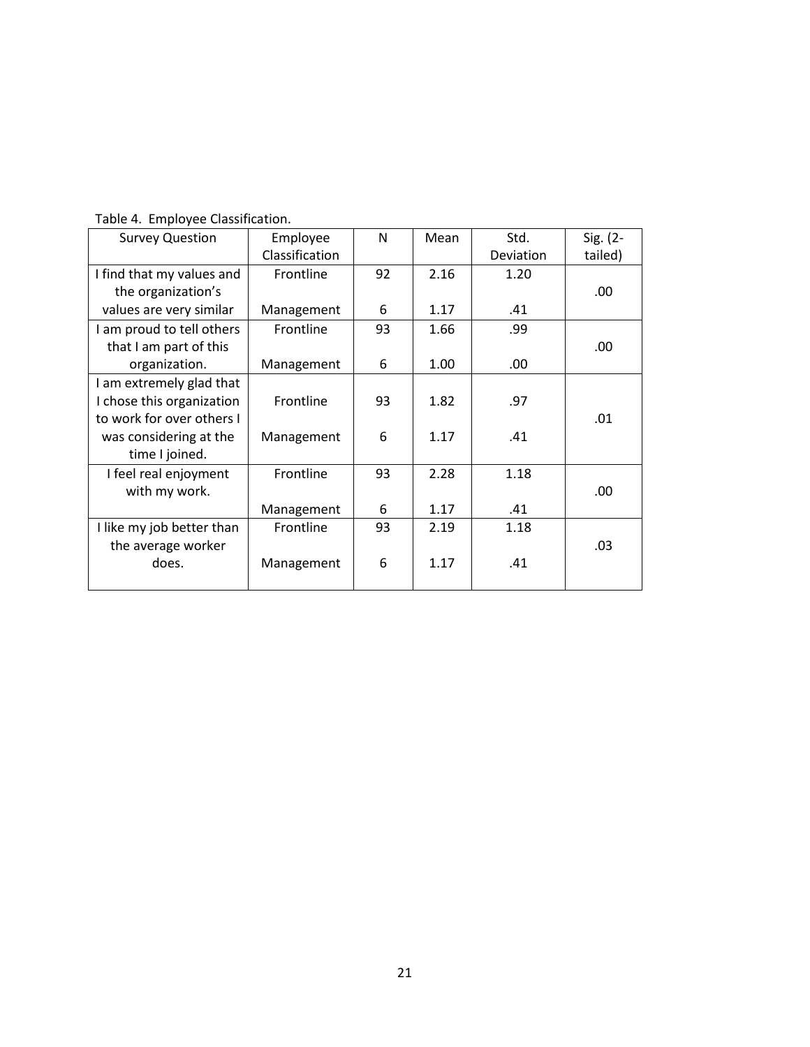Table 4. Employee Classification.

| Survey Question | Employee Classification | N | Mean | Std. Deviation | Sig. (2-tailed) |
|---|---|---|---|---|---|
| I find that my values and the organization's values are very similar | Frontline | 92 | 2.16 | 1.20 | .00 |
| | Management | 6 | 1.17 | .41 | |
| I am proud to tell others that I am part of this organization. | Frontline | 93 | 1.66 | .99 | .00 |
| | Management | 6 | 1.00 | .00 | |
| I am extremely glad that I chose this organization to work for over others I was considering at the time I joined. | Frontline | 93 | 1.82 | .97 | .01 |
| | Management | 6 | 1.17 | .41 | |
| I feel real enjoyment with my work. | Frontline | 93 | 2.28 | 1.18 | .00 |
| | Management | 6 | 1.17 | .41 | |
| I like my job better than the average worker does. | Frontline | 93 | 2.19 | 1.18 | .03 |
| | Management | 6 | 1.17 | .41 | |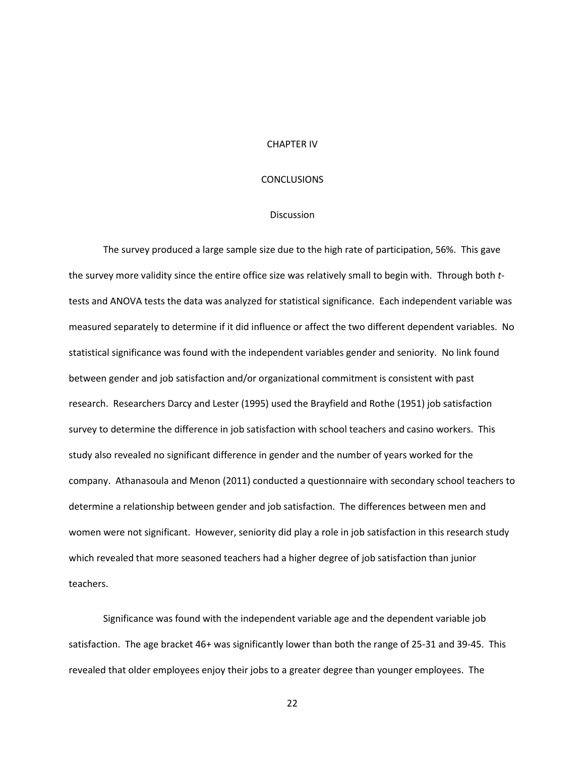# CHAPTER IV

# CONCLUSIONS

## Discussion

The survey produced a large sample size due to the high rate of participation, 56%. This gave the survey more validity since the entire office size was relatively small to begin with. Through both *t*-tests and ANOVA tests the data was analyzed for statistical significance. Each independent variable was measured separately to determine if it did influence or affect the two different dependent variables. No statistical significance was found with the independent variables gender and seniority. No link found between gender and job satisfaction and/or organizational commitment is consistent with past research. Researchers Darcy and Lester (1995) used the Brayfield and Rothe (1951) job satisfaction survey to determine the difference in job satisfaction with school teachers and casino workers. This study also revealed no significant difference in gender and the number of years worked for the company. Athanasoula and Menon (2011) conducted a questionnaire with secondary school teachers to determine a relationship between gender and job satisfaction. The differences between men and women were not significant. However, seniority did play a role in job satisfaction in this research study which revealed that more seasoned teachers had a higher degree of job satisfaction than junior teachers.

Significance was found with the independent variable age and the dependent variable job satisfaction. The age bracket 46+ was significantly lower than both the range of 25-31 and 39-45. This revealed that older employees enjoy their jobs to a greater degree than younger employees. The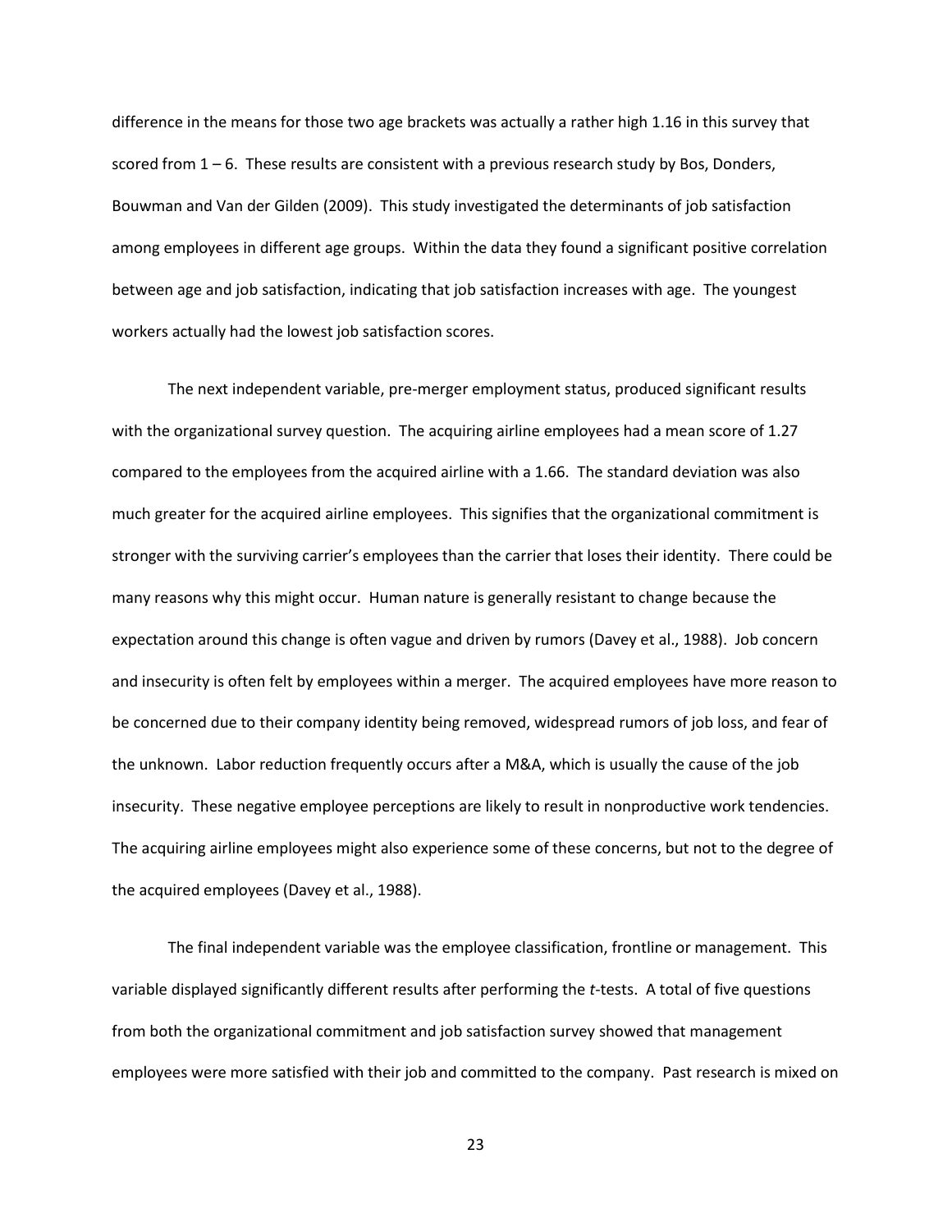difference in the means for those two age brackets was actually a rather high 1.16 in this survey that scored from 1 – 6. These results are consistent with a previous research study by Bos, Donders, Bouwman and Van der Gilden (2009). This study investigated the determinants of job satisfaction among employees in different age groups. Within the data they found a significant positive correlation between age and job satisfaction, indicating that job satisfaction increases with age. The youngest workers actually had the lowest job satisfaction scores.

The next independent variable, pre-merger employment status, produced significant results with the organizational survey question. The acquiring airline employees had a mean score of 1.27 compared to the employees from the acquired airline with a 1.66. The standard deviation was also much greater for the acquired airline employees. This signifies that the organizational commitment is stronger with the surviving carrier's employees than the carrier that loses their identity. There could be many reasons why this might occur. Human nature is generally resistant to change because the expectation around this change is often vague and driven by rumors (Davey et al., 1988). Job concern and insecurity is often felt by employees within a merger. The acquired employees have more reason to be concerned due to their company identity being removed, widespread rumors of job loss, and fear of the unknown. Labor reduction frequently occurs after a M&A, which is usually the cause of the job insecurity. These negative employee perceptions are likely to result in nonproductive work tendencies. The acquiring airline employees might also experience some of these concerns, but not to the degree of the acquired employees (Davey et al., 1988).

The final independent variable was the employee classification, frontline or management. This variable displayed significantly different results after performing the *t*-tests. A total of five questions from both the organizational commitment and job satisfaction survey showed that management employees were more satisfied with their job and committed to the company. Past research is mixed on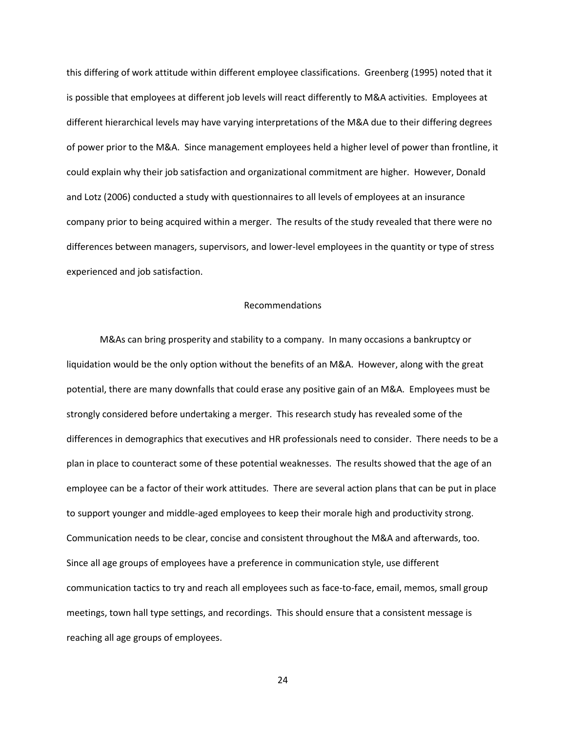this differing of work attitude within different employee classifications. Greenberg (1995) noted that it is possible that employees at different job levels will react differently to M&A activities. Employees at different hierarchical levels may have varying interpretations of the M&A due to their differing degrees of power prior to the M&A. Since management employees held a higher level of power than frontline, it could explain why their job satisfaction and organizational commitment are higher. However, Donald and Lotz (2006) conducted a study with questionnaires to all levels of employees at an insurance company prior to being acquired within a merger. The results of the study revealed that there were no differences between managers, supervisors, and lower-level employees in the quantity or type of stress experienced and job satisfaction.

## Recommendations

M&As can bring prosperity and stability to a company. In many occasions a bankruptcy or liquidation would be the only option without the benefits of an M&A. However, along with the great potential, there are many downfalls that could erase any positive gain of an M&A. Employees must be strongly considered before undertaking a merger. This research study has revealed some of the differences in demographics that executives and HR professionals need to consider. There needs to be a plan in place to counteract some of these potential weaknesses. The results showed that the age of an employee can be a factor of their work attitudes. There are several action plans that can be put in place to support younger and middle-aged employees to keep their morale high and productivity strong. Communication needs to be clear, concise and consistent throughout the M&A and afterwards, too. Since all age groups of employees have a preference in communication style, use different communication tactics to try and reach all employees such as face-to-face, email, memos, small group meetings, town hall type settings, and recordings. This should ensure that a consistent message is reaching all age groups of employees.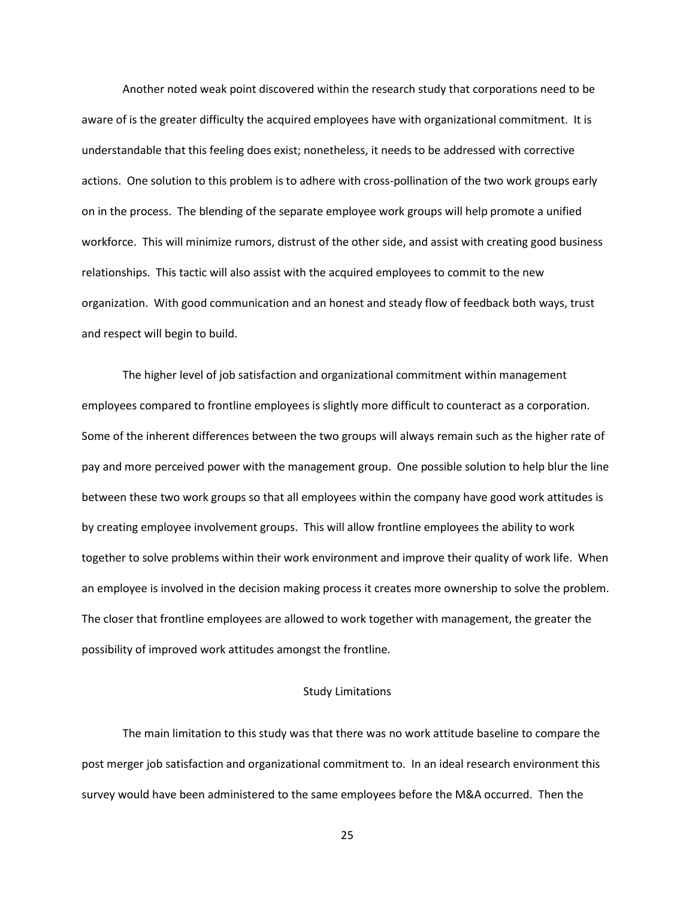Another noted weak point discovered within the research study that corporations need to be aware of is the greater difficulty the acquired employees have with organizational commitment. It is understandable that this feeling does exist; nonetheless, it needs to be addressed with corrective actions. One solution to this problem is to adhere with cross-pollination of the two work groups early on in the process. The blending of the separate employee work groups will help promote a unified workforce. This will minimize rumors, distrust of the other side, and assist with creating good business relationships. This tactic will also assist with the acquired employees to commit to the new organization. With good communication and an honest and steady flow of feedback both ways, trust and respect will begin to build.

The higher level of job satisfaction and organizational commitment within management employees compared to frontline employees is slightly more difficult to counteract as a corporation. Some of the inherent differences between the two groups will always remain such as the higher rate of pay and more perceived power with the management group. One possible solution to help blur the line between these two work groups so that all employees within the company have good work attitudes is by creating employee involvement groups. This will allow frontline employees the ability to work together to solve problems within their work environment and improve their quality of work life. When an employee is involved in the decision making process it creates more ownership to solve the problem. The closer that frontline employees are allowed to work together with management, the greater the possibility of improved work attitudes amongst the frontline.

## Study Limitations

The main limitation to this study was that there was no work attitude baseline to compare the post merger job satisfaction and organizational commitment to. In an ideal research environment this survey would have been administered to the same employees before the M&A occurred. Then the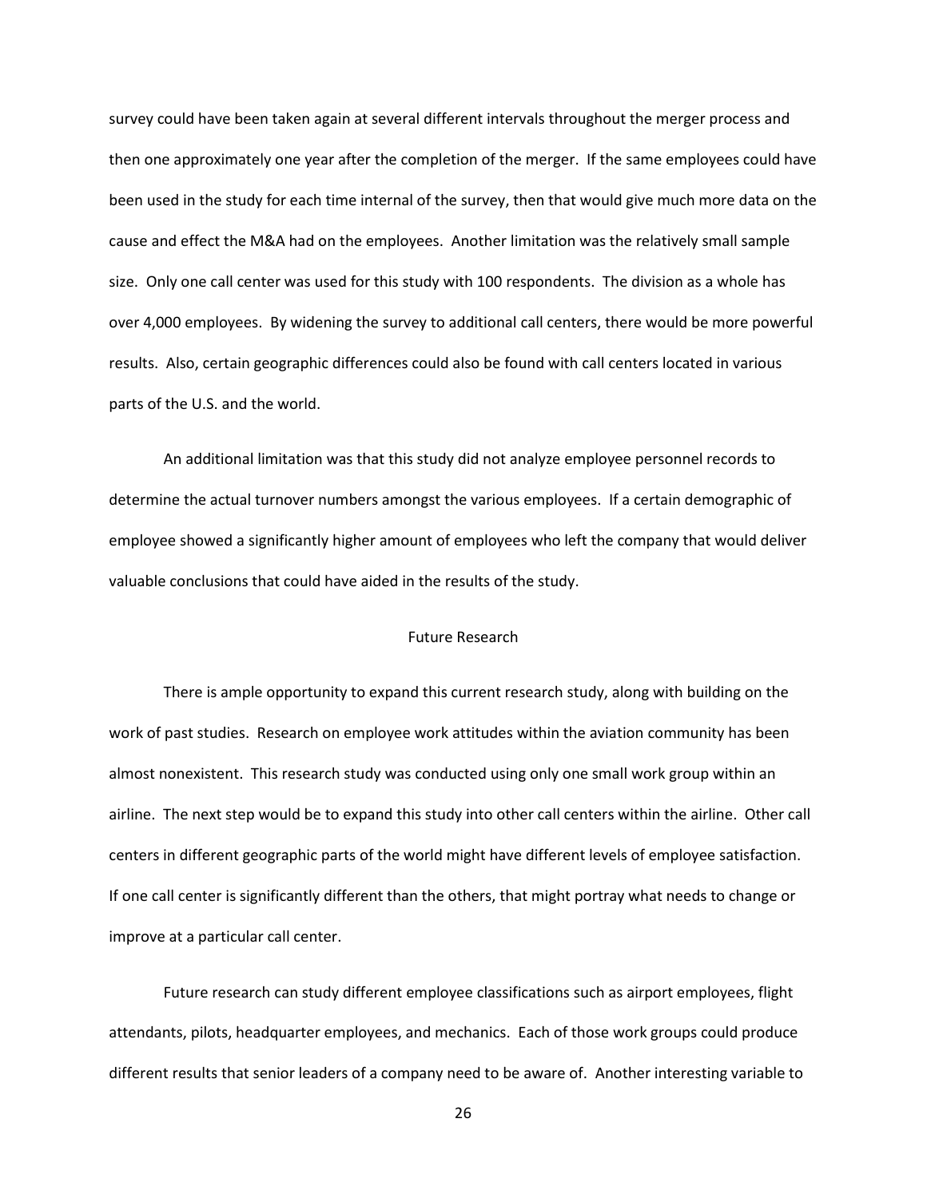survey could have been taken again at several different intervals throughout the merger process and then one approximately one year after the completion of the merger. If the same employees could have been used in the study for each time internal of the survey, then that would give much more data on the cause and effect the M&A had on the employees. Another limitation was the relatively small sample size. Only one call center was used for this study with 100 respondents. The division as a whole has over 4,000 employees. By widening the survey to additional call centers, there would be more powerful results. Also, certain geographic differences could also be found with call centers located in various parts of the U.S. and the world.

An additional limitation was that this study did not analyze employee personnel records to determine the actual turnover numbers amongst the various employees. If a certain demographic of employee showed a significantly higher amount of employees who left the company that would deliver valuable conclusions that could have aided in the results of the study.

## Future Research

There is ample opportunity to expand this current research study, along with building on the work of past studies. Research on employee work attitudes within the aviation community has been almost nonexistent. This research study was conducted using only one small work group within an airline. The next step would be to expand this study into other call centers within the airline. Other call centers in different geographic parts of the world might have different levels of employee satisfaction. If one call center is significantly different than the others, that might portray what needs to change or improve at a particular call center.

Future research can study different employee classifications such as airport employees, flight attendants, pilots, headquarter employees, and mechanics. Each of those work groups could produce different results that senior leaders of a company need to be aware of. Another interesting variable to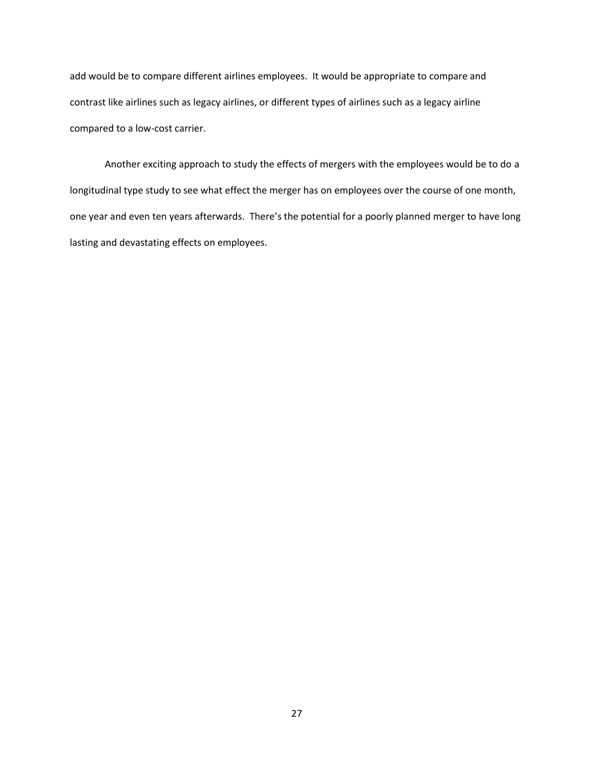add would be to compare different airlines employees.  It would be appropriate to compare and contrast like airlines such as legacy airlines, or different types of airlines such as a legacy airline compared to a low-cost carrier.

Another exciting approach to study the effects of mergers with the employees would be to do a longitudinal type study to see what effect the merger has on employees over the course of one month, one year and even ten years afterwards.  There's the potential for a poorly planned merger to have long lasting and devastating effects on employees.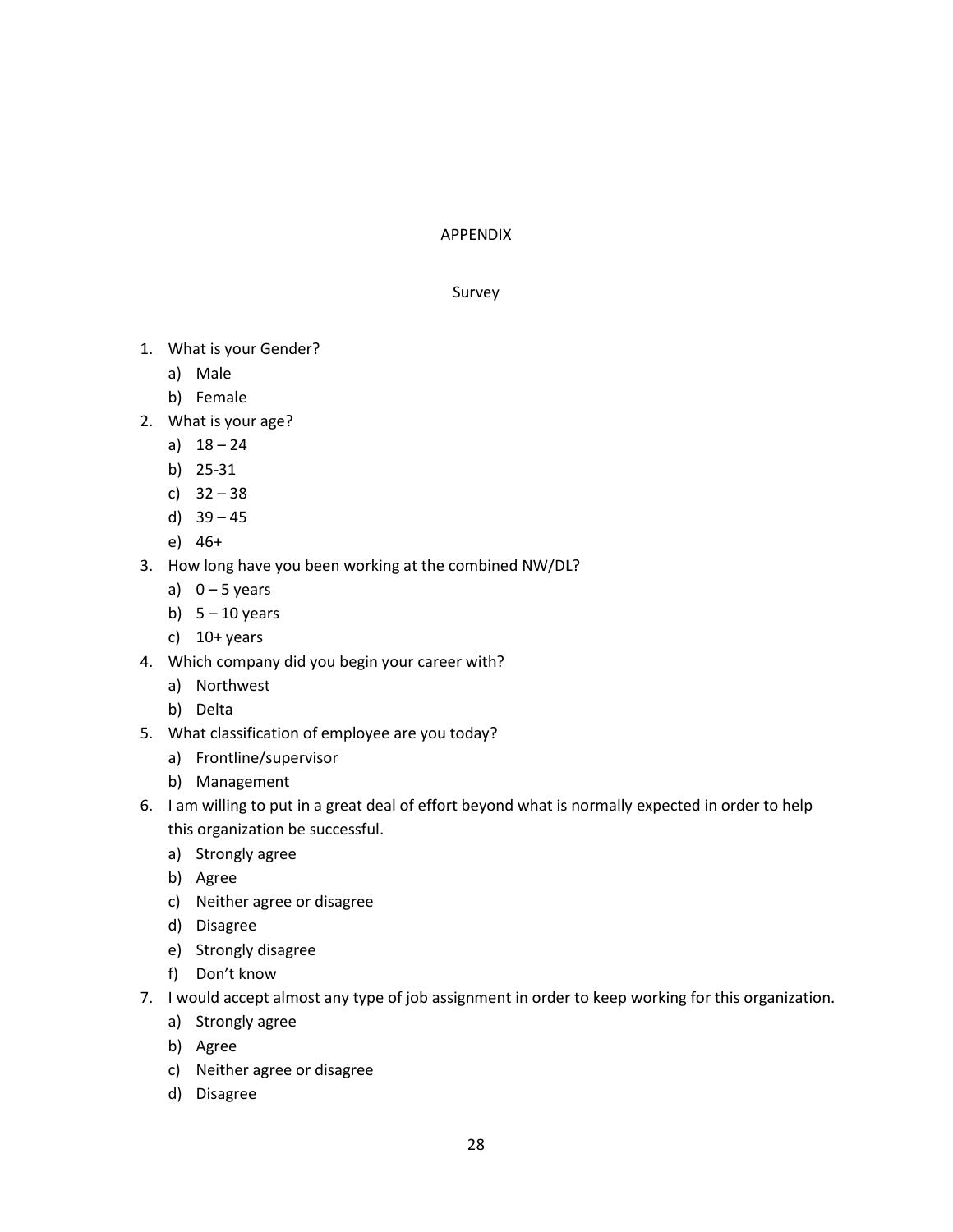# APPENDIX

## Survey

1. What is your Gender?
   a) Male
   b) Female
2. What is your age?
   a) 18 – 24
   b) 25-31
   c) 32 – 38
   d) 39 – 45
   e) 46+
3. How long have you been working at the combined NW/DL?
   a) 0 – 5 years
   b) 5 – 10 years
   c) 10+ years
4. Which company did you begin your career with?
   a) Northwest
   b) Delta
5. What classification of employee are you today?
   a) Frontline/supervisor
   b) Management
6. I am willing to put in a great deal of effort beyond what is normally expected in order to help this organization be successful.
   a) Strongly agree
   b) Agree
   c) Neither agree or disagree
   d) Disagree
   e) Strongly disagree
   f) Don't know
7. I would accept almost any type of job assignment in order to keep working for this organization.
   a) Strongly agree
   b) Agree
   c) Neither agree or disagree
   d) Disagree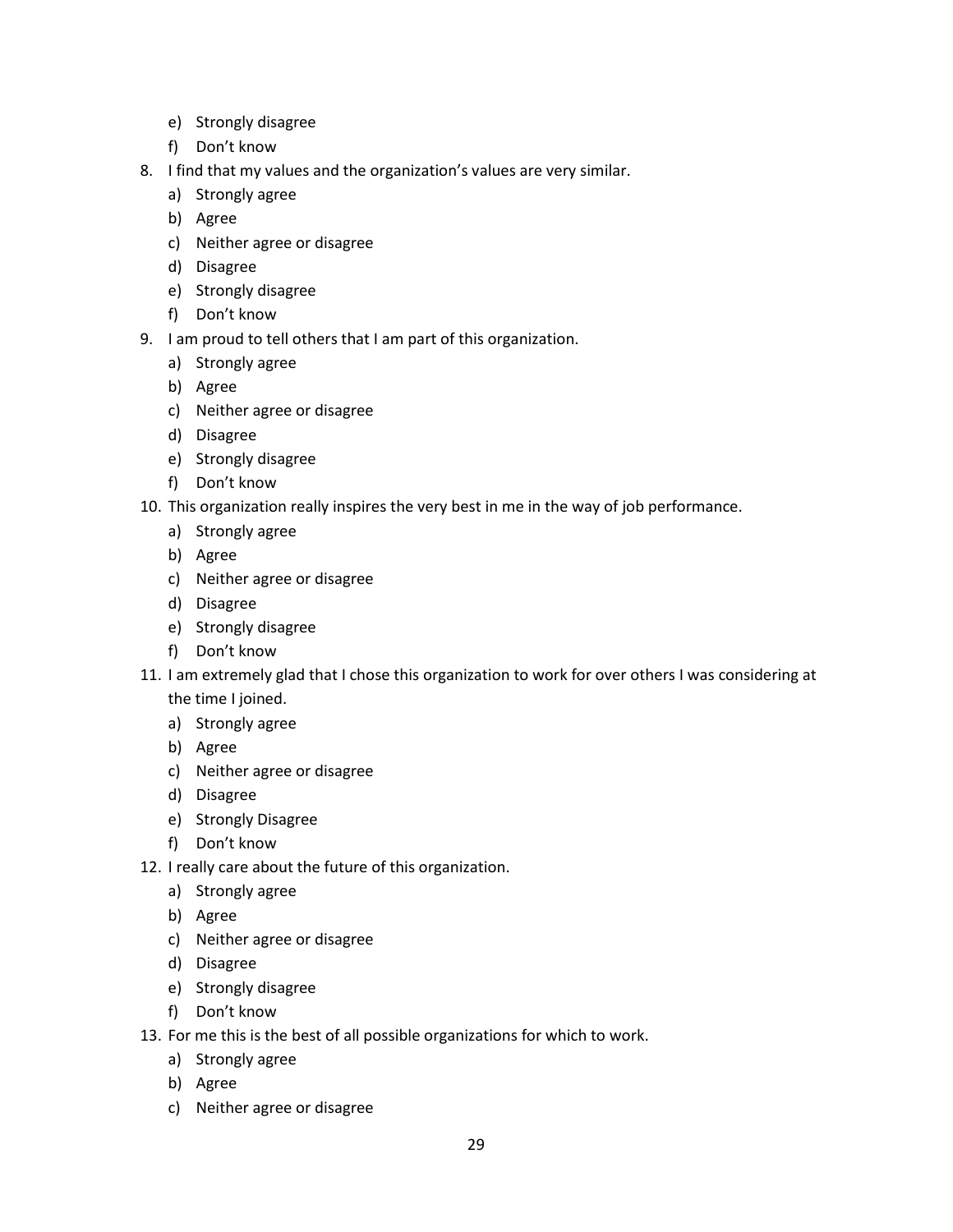e) Strongly disagree
   f) Don't know
8. I find that my values and the organization's values are very similar.
   a) Strongly agree
   b) Agree
   c) Neither agree or disagree
   d) Disagree
   e) Strongly disagree
   f) Don't know
9. I am proud to tell others that I am part of this organization.
   a) Strongly agree
   b) Agree
   c) Neither agree or disagree
   d) Disagree
   e) Strongly disagree
   f) Don't know
10. This organization really inspires the very best in me in the way of job performance.
    a) Strongly agree
    b) Agree
    c) Neither agree or disagree
    d) Disagree
    e) Strongly disagree
    f) Don't know
11. I am extremely glad that I chose this organization to work for over others I was considering at the time I joined.
    a) Strongly agree
    b) Agree
    c) Neither agree or disagree
    d) Disagree
    e) Strongly Disagree
    f) Don't know
12. I really care about the future of this organization.
    a) Strongly agree
    b) Agree
    c) Neither agree or disagree
    d) Disagree
    e) Strongly disagree
    f) Don't know
13. For me this is the best of all possible organizations for which to work.
    a) Strongly agree
    b) Agree
    c) Neither agree or disagree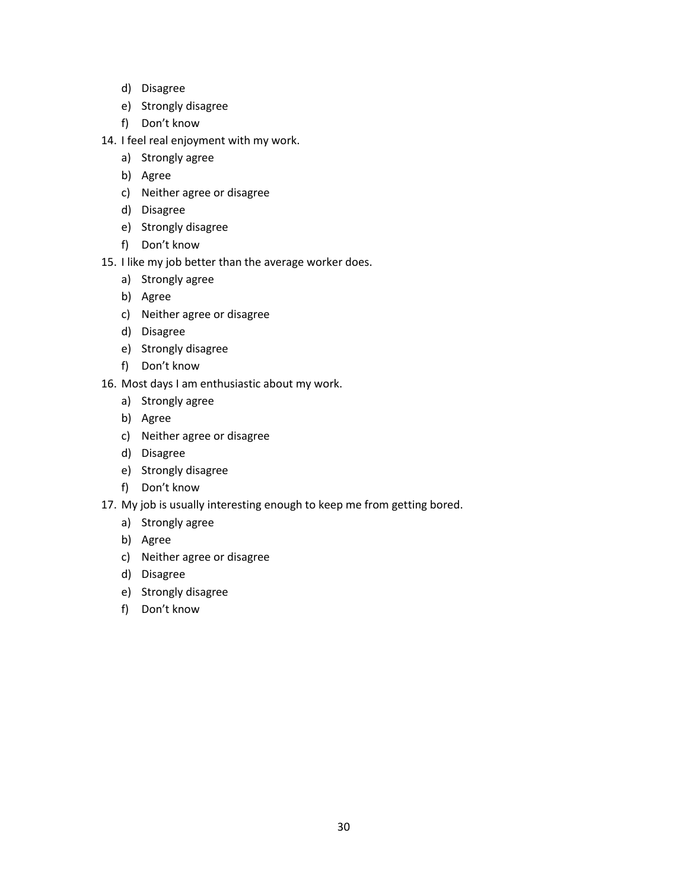d) Disagree
e) Strongly disagree
f) Don't know

14. I feel real enjoyment with my work.
    a) Strongly agree
    b) Agree
    c) Neither agree or disagree
    d) Disagree
    e) Strongly disagree
    f) Don't know
15. I like my job better than the average worker does.
    a) Strongly agree
    b) Agree
    c) Neither agree or disagree
    d) Disagree
    e) Strongly disagree
    f) Don't know
16. Most days I am enthusiastic about my work.
    a) Strongly agree
    b) Agree
    c) Neither agree or disagree
    d) Disagree
    e) Strongly disagree
    f) Don't know
17. My job is usually interesting enough to keep me from getting bored.
    a) Strongly agree
    b) Agree
    c) Neither agree or disagree
    d) Disagree
    e) Strongly disagree
    f) Don't know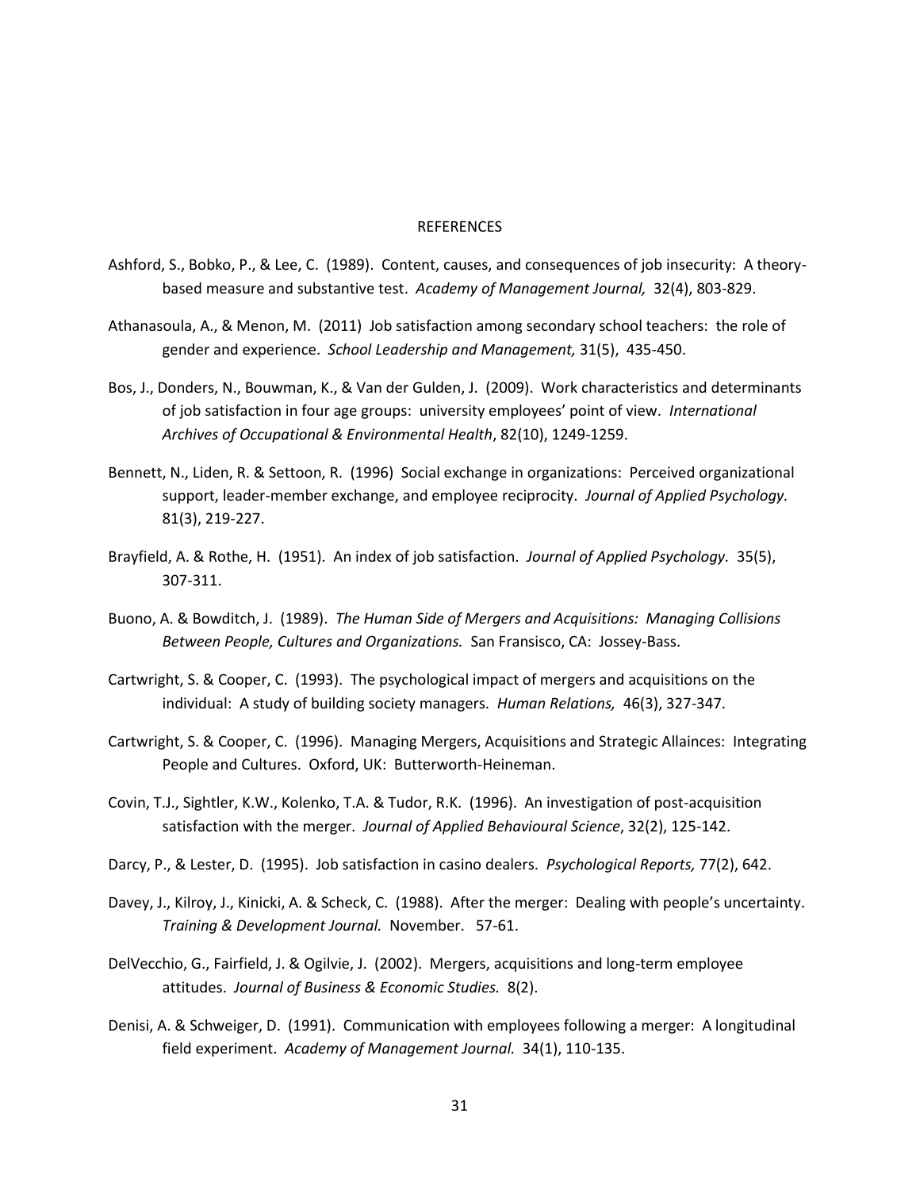# REFERENCES

Ashford, S., Bobko, P., & Lee, C. (1989). Content, causes, and consequences of job insecurity: A theory-based measure and substantive test. *Academy of Management Journal,* 32(4), 803-829.

Athanasoula, A., & Menon, M. (2011) Job satisfaction among secondary school teachers: the role of gender and experience. *School Leadership and Management,* 31(5), 435-450.

Bos, J., Donders, N., Bouwman, K., & Van der Gulden, J. (2009). Work characteristics and determinants of job satisfaction in four age groups: university employees' point of view. *International Archives of Occupational & Environmental Health*, 82(10), 1249-1259.

Bennett, N., Liden, R. & Settoon, R. (1996) Social exchange in organizations: Perceived organizational support, leader-member exchange, and employee reciprocity. *Journal of Applied Psychology.* 81(3), 219-227.

Brayfield, A. & Rothe, H. (1951). An index of job satisfaction. *Journal of Applied Psychology.* 35(5), 307-311.

Buono, A. & Bowditch, J. (1989). *The Human Side of Mergers and Acquisitions: Managing Collisions Between People, Cultures and Organizations.* San Fransisco, CA: Jossey-Bass.

Cartwright, S. & Cooper, C. (1993). The psychological impact of mergers and acquisitions on the individual: A study of building society managers. *Human Relations,* 46(3), 327-347.

Cartwright, S. & Cooper, C. (1996). Managing Mergers, Acquisitions and Strategic Allainces: Integrating People and Cultures. Oxford, UK: Butterworth-Heineman.

Covin, T.J., Sightler, K.W., Kolenko, T.A. & Tudor, R.K. (1996). An investigation of post-acquisition satisfaction with the merger. *Journal of Applied Behavioural Science*, 32(2), 125-142.

Darcy, P., & Lester, D. (1995). Job satisfaction in casino dealers. *Psychological Reports,* 77(2), 642.

Davey, J., Kilroy, J., Kinicki, A. & Scheck, C. (1988). After the merger: Dealing with people's uncertainty. *Training & Development Journal.* November. 57-61.

DelVecchio, G., Fairfield, J. & Ogilvie, J. (2002). Mergers, acquisitions and long-term employee attitudes. *Journal of Business & Economic Studies.* 8(2).

Denisi, A. & Schweiger, D. (1991). Communication with employees following a merger: A longitudinal field experiment. *Academy of Management Journal.* 34(1), 110-135.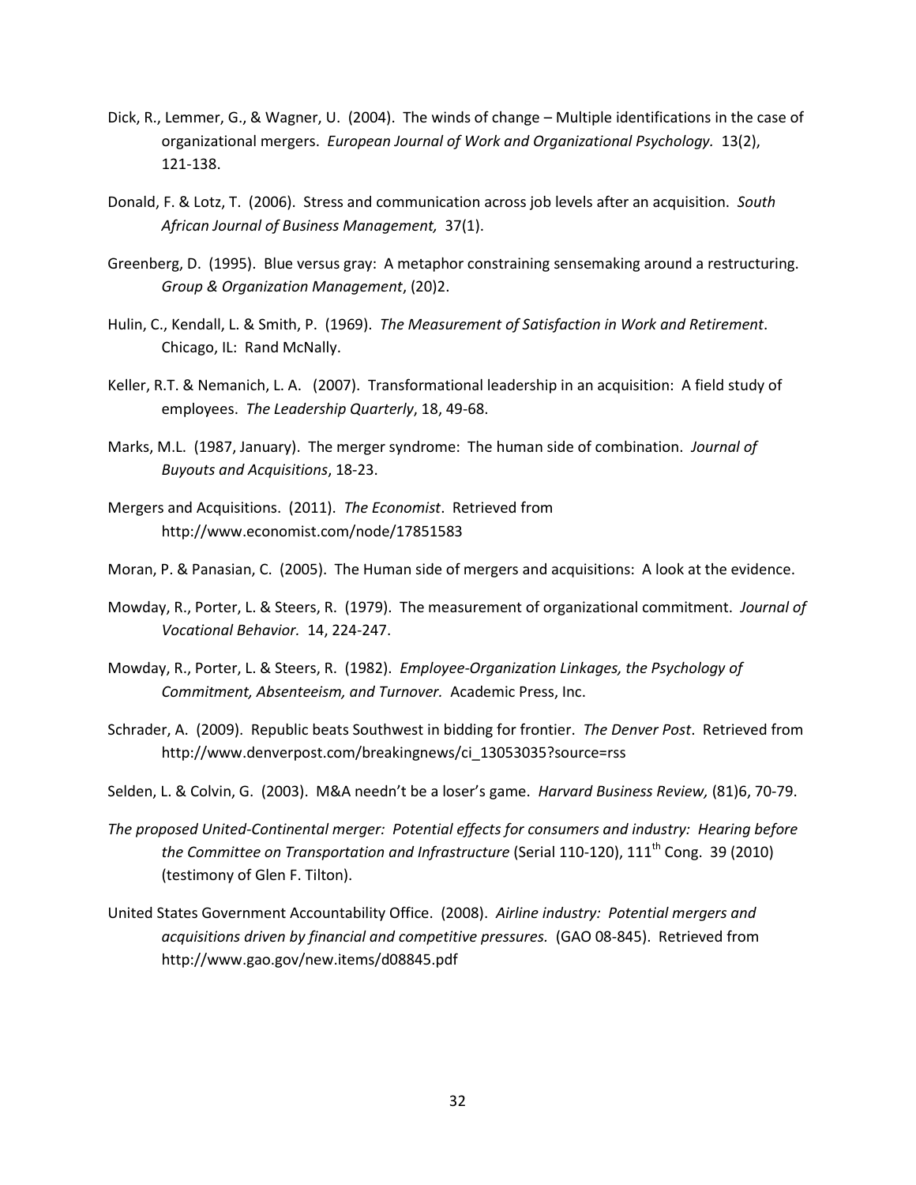Dick, R., Lemmer, G., & Wagner, U. (2004). The winds of change – Multiple identifications in the case of organizational mergers. *European Journal of Work and Organizational Psychology.* 13(2), 121-138.

Donald, F. & Lotz, T. (2006). Stress and communication across job levels after an acquisition. *South African Journal of Business Management,* 37(1).

Greenberg, D. (1995). Blue versus gray: A metaphor constraining sensemaking around a restructuring. *Group & Organization Management*, (20)2.

Hulin, C., Kendall, L. & Smith, P. (1969). *The Measurement of Satisfaction in Work and Retirement*. Chicago, IL: Rand McNally.

Keller, R.T. & Nemanich, L. A. (2007). Transformational leadership in an acquisition: A field study of employees. *The Leadership Quarterly*, 18, 49-68.

Marks, M.L. (1987, January). The merger syndrome: The human side of combination. *Journal of Buyouts and Acquisitions*, 18-23.

Mergers and Acquisitions. (2011). *The Economist*. Retrieved from http://www.economist.com/node/17851583

Moran, P. & Panasian, C. (2005). The Human side of mergers and acquisitions: A look at the evidence.

Mowday, R., Porter, L. & Steers, R. (1979). The measurement of organizational commitment. *Journal of Vocational Behavior.* 14, 224-247.

Mowday, R., Porter, L. & Steers, R. (1982). *Employee-Organization Linkages, the Psychology of Commitment, Absenteeism, and Turnover.* Academic Press, Inc.

Schrader, A. (2009). Republic beats Southwest in bidding for frontier. *The Denver Post*. Retrieved from http://www.denverpost.com/breakingnews/ci_13053035?source=rss

Selden, L. & Colvin, G. (2003). M&A needn't be a loser's game. *Harvard Business Review,* (81)6, 70-79.

*The proposed United-Continental merger: Potential effects for consumers and industry: Hearing before the Committee on Transportation and Infrastructure* (Serial 110-120), 111th Cong. 39 (2010) (testimony of Glen F. Tilton).

United States Government Accountability Office. (2008). *Airline industry: Potential mergers and acquisitions driven by financial and competitive pressures.* (GAO 08-845). Retrieved from http://www.gao.gov/new.items/d08845.pdf